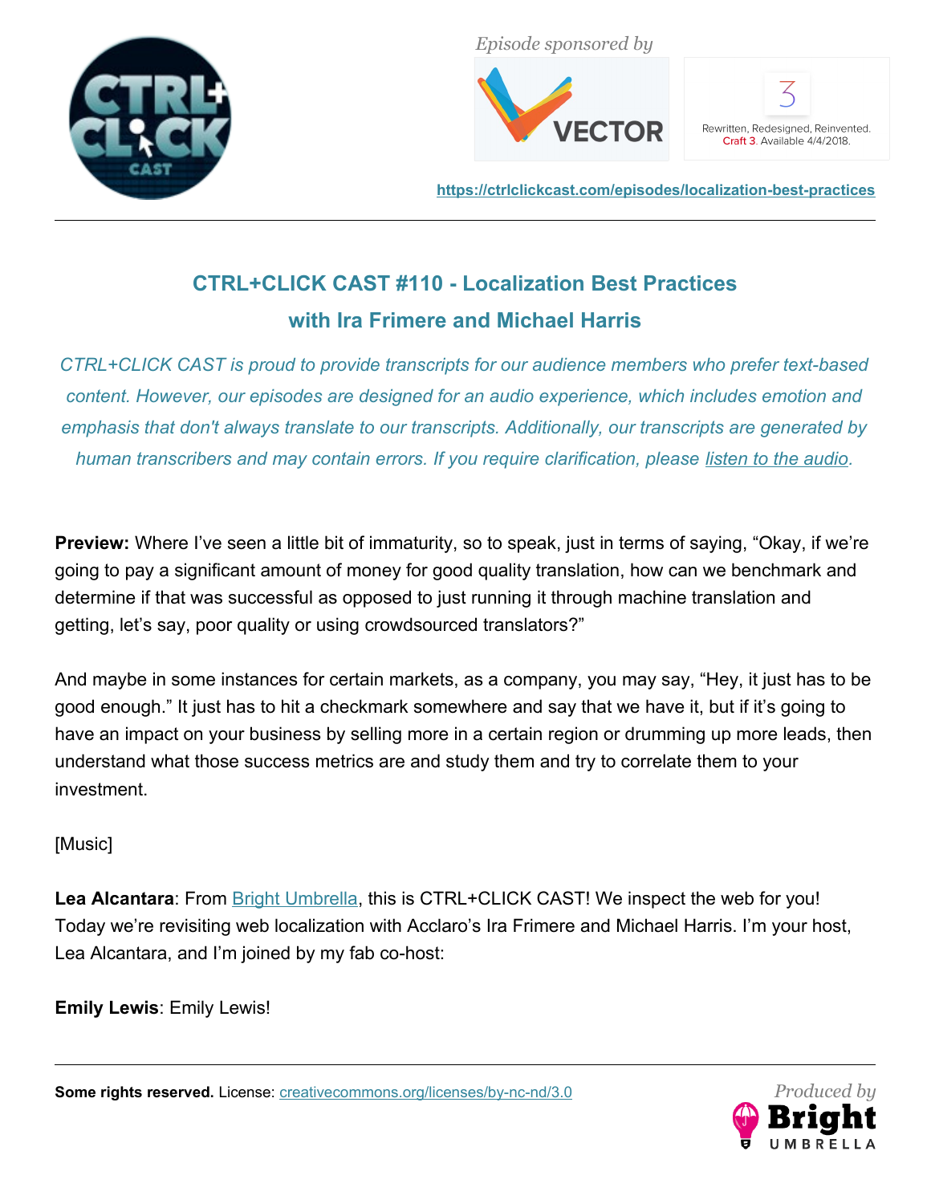Episode sponsored by

Rewritten, Redesigned, Reinvented. Craft 3. Available 4/4/2018.

https://ctrlclickcast.com/episodes/localization-best-practices

## CTRL+CLICK CAST #110 - Localization Best Practices with Ira Frimere and Michael Harris

*CTRL+CLICK CAST is proud to provide transcripts for our audience members who prefer text-based content. However, our episodes are designed for an audio experience, which includes emotion and emphasis that don't always translate to our transcripts. Additionally, our transcripts are generated by human transcribers and may contain errors. If you require clarification, please [listen to the audio](https://ctrlclickcast.com/episodes/localization-best-practices).*

**Preview:** Where I've seen a little bit of immaturity, so to speak, just in terms of saying, "Okay, if we're going to pay a significant amount of money for good quality translation, how can we benchmark and determine if that was successful as opposed to just running it through machine translation and getting, let's say, poor quality or using crowdsourced translators?"

And maybe in some instances for certain markets, as a company, you may say, "Hey, it just has to be good enough." It just has to hit a checkmark somewhere and say that we have it, but if it's going to have an impact on your business by selling more in a certain region or drumming up more leads, then understand what those success metrics are and study them and try to correlate them to your investment.

[Music]

**Lea Alcantara**: From [Bright Umbrella](https://brightumbrella.com), this is CTRL+CLICK CAST! We inspect the web for you! Today we're revisiting web localization with Acclaro's Ira Frimere and Michael Harris. I'm your host, Lea Alcantara, and I'm joined by my fab co-host:

**Emily Lewis**: Emily Lewis!

**Some rights reserved.** License: [creativecommons.org/licenses/by-nc-nd/3.0](https://creativecommons.org/licenses/by-nc-nd/3.0)

*Produced by* Bright Umbrella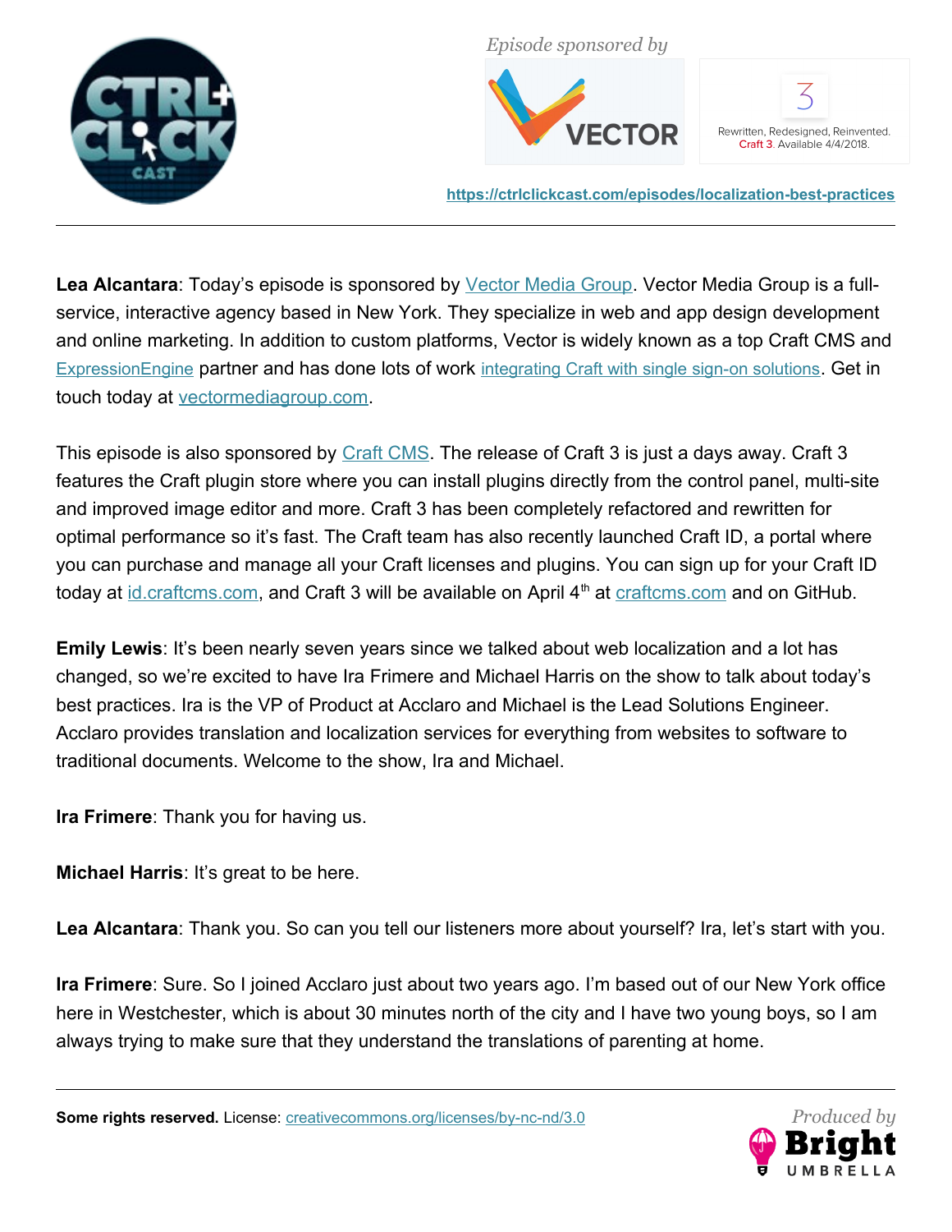**Lea Alcantara**: Today's episode is sponsored by Vector Media Group. Vector Media Group is a full-service, interactive agency based in New York. They specialize in web and app design development and online marketing. In addition to custom platforms, Vector is widely known as a top Craft CMS and ExpressionEngine partner and has done lots of work integrating Craft with single sign-on solutions. Get in touch today at vectormediagroup.com.

This episode is also sponsored by Craft CMS. The release of Craft 3 is just a days away. Craft 3 features the Craft plugin store where you can install plugins directly from the control panel, multi-site and improved image editor and more. Craft 3 has been completely refactored and rewritten for optimal performance so it's fast. The Craft team has also recently launched Craft ID, a portal where you can purchase and manage all your Craft licenses and plugins. You can sign up for your Craft ID today at id.craftcms.com, and Craft 3 will be available on April 4th at craftcms.com and on GitHub.

**Emily Lewis**: It's been nearly seven years since we talked about web localization and a lot has changed, so we're excited to have Ira Frimere and Michael Harris on the show to talk about today's best practices. Ira is the VP of Product at Acclaro and Michael is the Lead Solutions Engineer. Acclaro provides translation and localization services for everything from websites to software to traditional documents. Welcome to the show, Ira and Michael.

**Ira Frimere**: Thank you for having us.

**Michael Harris**: It's great to be here.

**Lea Alcantara**: Thank you. So can you tell our listeners more about yourself? Ira, let's start with you.

**Ira Frimere**: Sure. So I joined Acclaro just about two years ago. I'm based out of our New York office here in Westchester, which is about 30 minutes north of the city and I have two young boys, so I am always trying to make sure that they understand the translations of parenting at home.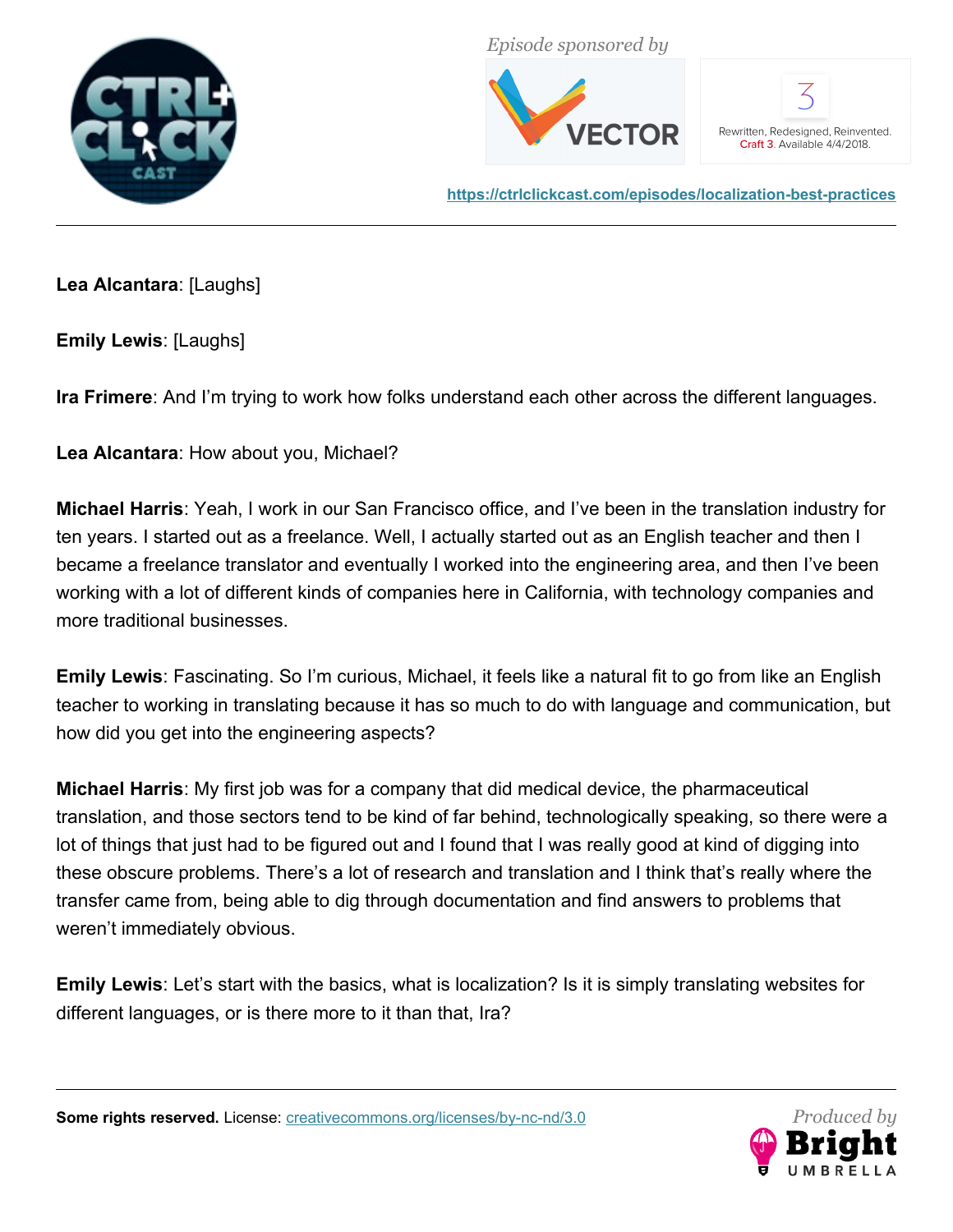**Lea Alcantara**: [Laughs]

**Emily Lewis**: [Laughs]

**Ira Frimere**: And I'm trying to work how folks understand each other across the different languages.

**Lea Alcantara**: How about you, Michael?

**Michael Harris**: Yeah, I work in our San Francisco office, and I've been in the translation industry for ten years. I started out as a freelance. Well, I actually started out as an English teacher and then I became a freelance translator and eventually I worked into the engineering area, and then I've been working with a lot of different kinds of companies here in California, with technology companies and more traditional businesses.

**Emily Lewis**: Fascinating. So I'm curious, Michael, it feels like a natural fit to go from like an English teacher to working in translating because it has so much to do with language and communication, but how did you get into the engineering aspects?

**Michael Harris**: My first job was for a company that did medical device, the pharmaceutical translation, and those sectors tend to be kind of far behind, technologically speaking, so there were a lot of things that just had to be figured out and I found that I was really good at kind of digging into these obscure problems. There's a lot of research and translation and I think that's really where the transfer came from, being able to dig through documentation and find answers to problems that weren't immediately obvious.

**Emily Lewis**: Let's start with the basics, what is localization? Is it is simply translating websites for different languages, or is there more to it than that, Ira?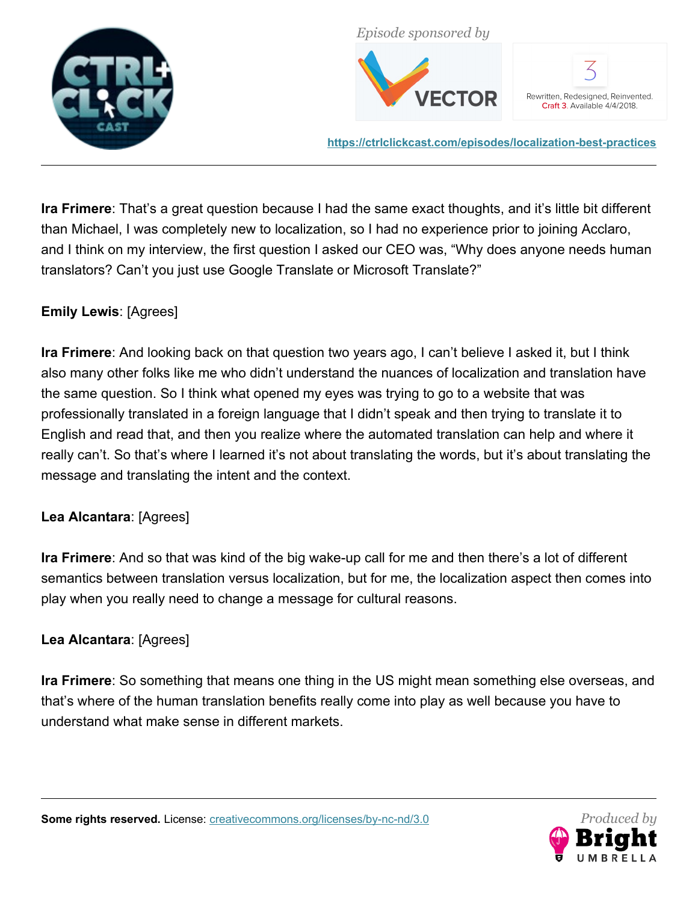**Ira Frimere**: That's a great question because I had the same exact thoughts, and it's little bit different than Michael, I was completely new to localization, so I had no experience prior to joining Acclaro, and I think on my interview, the first question I asked our CEO was, "Why does anyone needs human translators? Can't you just use Google Translate or Microsoft Translate?"

**Emily Lewis**: [Agrees]

**Ira Frimere**: And looking back on that question two years ago, I can't believe I asked it, but I think also many other folks like me who didn't understand the nuances of localization and translation have the same question. So I think what opened my eyes was trying to go to a website that was professionally translated in a foreign language that I didn't speak and then trying to translate it to English and read that, and then you realize where the automated translation can help and where it really can't. So that's where I learned it's not about translating the words, but it's about translating the message and translating the intent and the context.

**Lea Alcantara**: [Agrees]

**Ira Frimere**: And so that was kind of the big wake-up call for me and then there's a lot of different semantics between translation versus localization, but for me, the localization aspect then comes into play when you really need to change a message for cultural reasons.

**Lea Alcantara**: [Agrees]

**Ira Frimere**: So something that means one thing in the US might mean something else overseas, and that's where of the human translation benefits really come into play as well because you have to understand what make sense in different markets.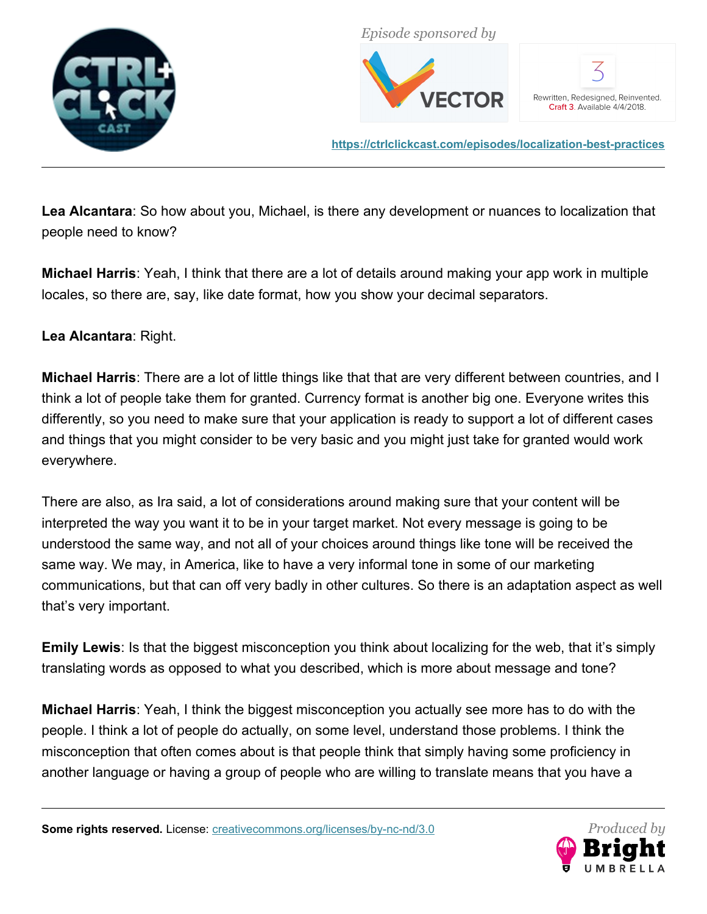**Lea Alcantara**: So how about you, Michael, is there any development or nuances to localization that people need to know?

**Michael Harris**: Yeah, I think that there are a lot of details around making your app work in multiple locales, so there are, say, like date format, how you show your decimal separators.

**Lea Alcantara**: Right.

**Michael Harris**: There are a lot of little things like that that are very different between countries, and I think a lot of people take them for granted. Currency format is another big one. Everyone writes this differently, so you need to make sure that your application is ready to support a lot of different cases and things that you might consider to be very basic and you might just take for granted would work everywhere.

There are also, as Ira said, a lot of considerations around making sure that your content will be interpreted the way you want it to be in your target market. Not every message is going to be understood the same way, and not all of your choices around things like tone will be received the same way. We may, in America, like to have a very informal tone in some of our marketing communications, but that can off very badly in other cultures. So there is an adaptation aspect as well that's very important.

**Emily Lewis**: Is that the biggest misconception you think about localizing for the web, that it's simply translating words as opposed to what you described, which is more about message and tone?

**Michael Harris**: Yeah, I think the biggest misconception you actually see more has to do with the people. I think a lot of people do actually, on some level, understand those problems. I think the misconception that often comes about is that people think that simply having some proficiency in another language or having a group of people who are willing to translate means that you have a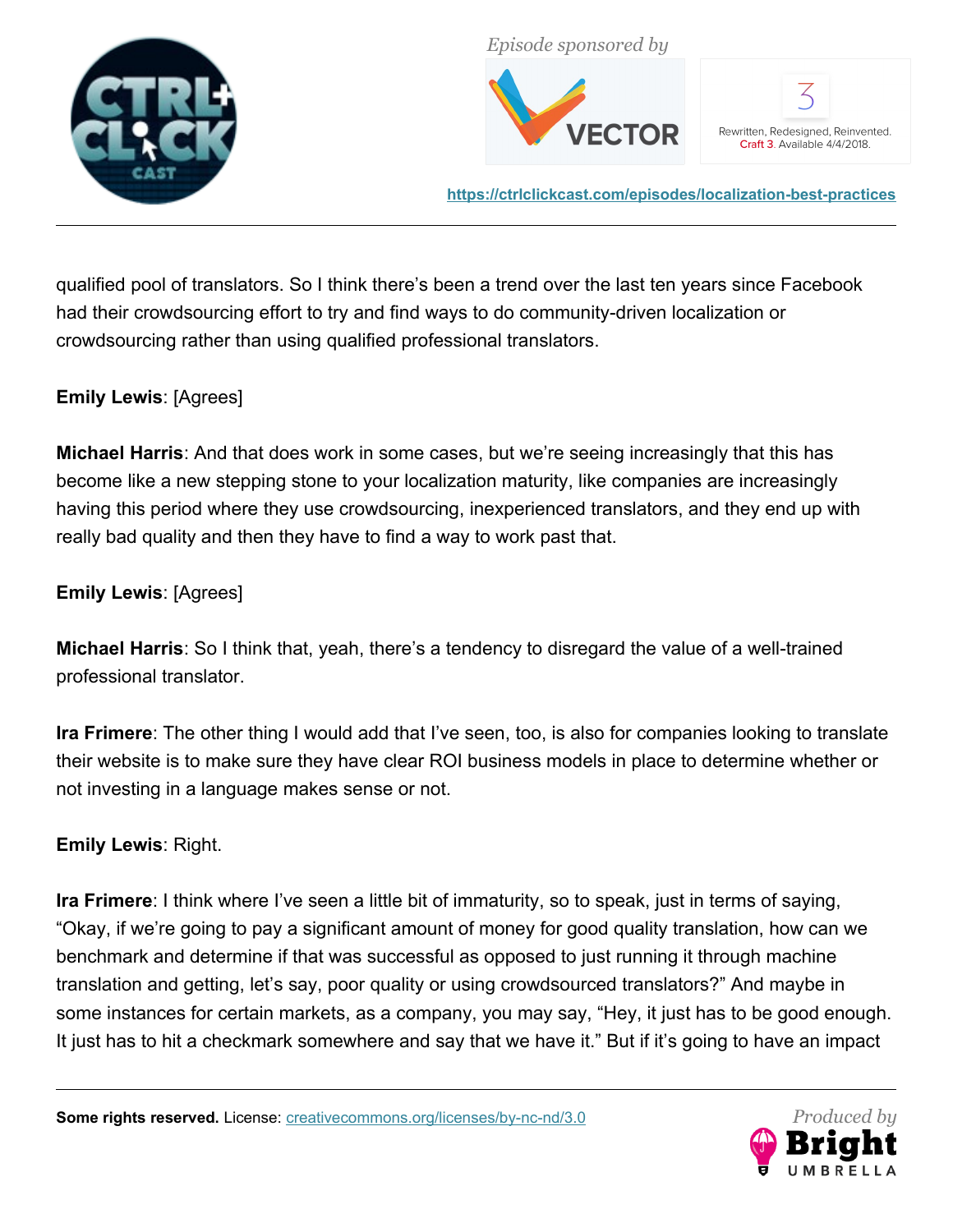qualified pool of translators. So I think there's been a trend over the last ten years since Facebook had their crowdsourcing effort to try and find ways to do community-driven localization or crowdsourcing rather than using qualified professional translators.

**Emily Lewis**: [Agrees]

**Michael Harris**: And that does work in some cases, but we're seeing increasingly that this has become like a new stepping stone to your localization maturity, like companies are increasingly having this period where they use crowdsourcing, inexperienced translators, and they end up with really bad quality and then they have to find a way to work past that.

**Emily Lewis**: [Agrees]

**Michael Harris**: So I think that, yeah, there's a tendency to disregard the value of a well-trained professional translator.

**Ira Frimere**: The other thing I would add that I've seen, too, is also for companies looking to translate their website is to make sure they have clear ROI business models in place to determine whether or not investing in a language makes sense or not.

**Emily Lewis**: Right.

**Ira Frimere**: I think where I've seen a little bit of immaturity, so to speak, just in terms of saying, "Okay, if we're going to pay a significant amount of money for good quality translation, how can we benchmark and determine if that was successful as opposed to just running it through machine translation and getting, let's say, poor quality or using crowdsourced translators?" And maybe in some instances for certain markets, as a company, you may say, "Hey, it just has to be good enough. It just has to hit a checkmark somewhere and say that we have it." But if it's going to have an impact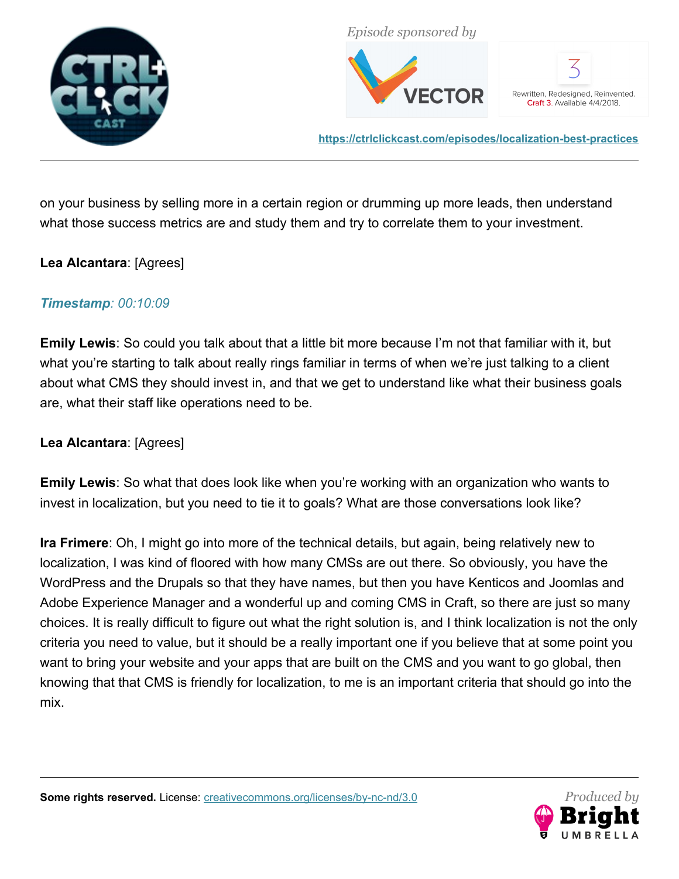on your business by selling more in a certain region or drumming up more leads, then understand what those success metrics are and study them and try to correlate them to your investment.

**Lea Alcantara**: [Agrees]

***Timestamp**: 00:10:09*

**Emily Lewis**: So could you talk about that a little bit more because I'm not that familiar with it, but what you're starting to talk about really rings familiar in terms of when we're just talking to a client about what CMS they should invest in, and that we get to understand like what their business goals are, what their staff like operations need to be.

**Lea Alcantara**: [Agrees]

**Emily Lewis**: So what that does look like when you're working with an organization who wants to invest in localization, but you need to tie it to goals? What are those conversations look like?

**Ira Frimere**: Oh, I might go into more of the technical details, but again, being relatively new to localization, I was kind of floored with how many CMSs are out there. So obviously, you have the WordPress and the Drupals so that they have names, but then you have Kenticos and Joomlas and Adobe Experience Manager and a wonderful up and coming CMS in Craft, so there are just so many choices. It is really difficult to figure out what the right solution is, and I think localization is not the only criteria you need to value, but it should be a really important one if you believe that at some point you want to bring your website and your apps that are built on the CMS and you want to go global, then knowing that that CMS is friendly for localization, to me is an important criteria that should go into the mix.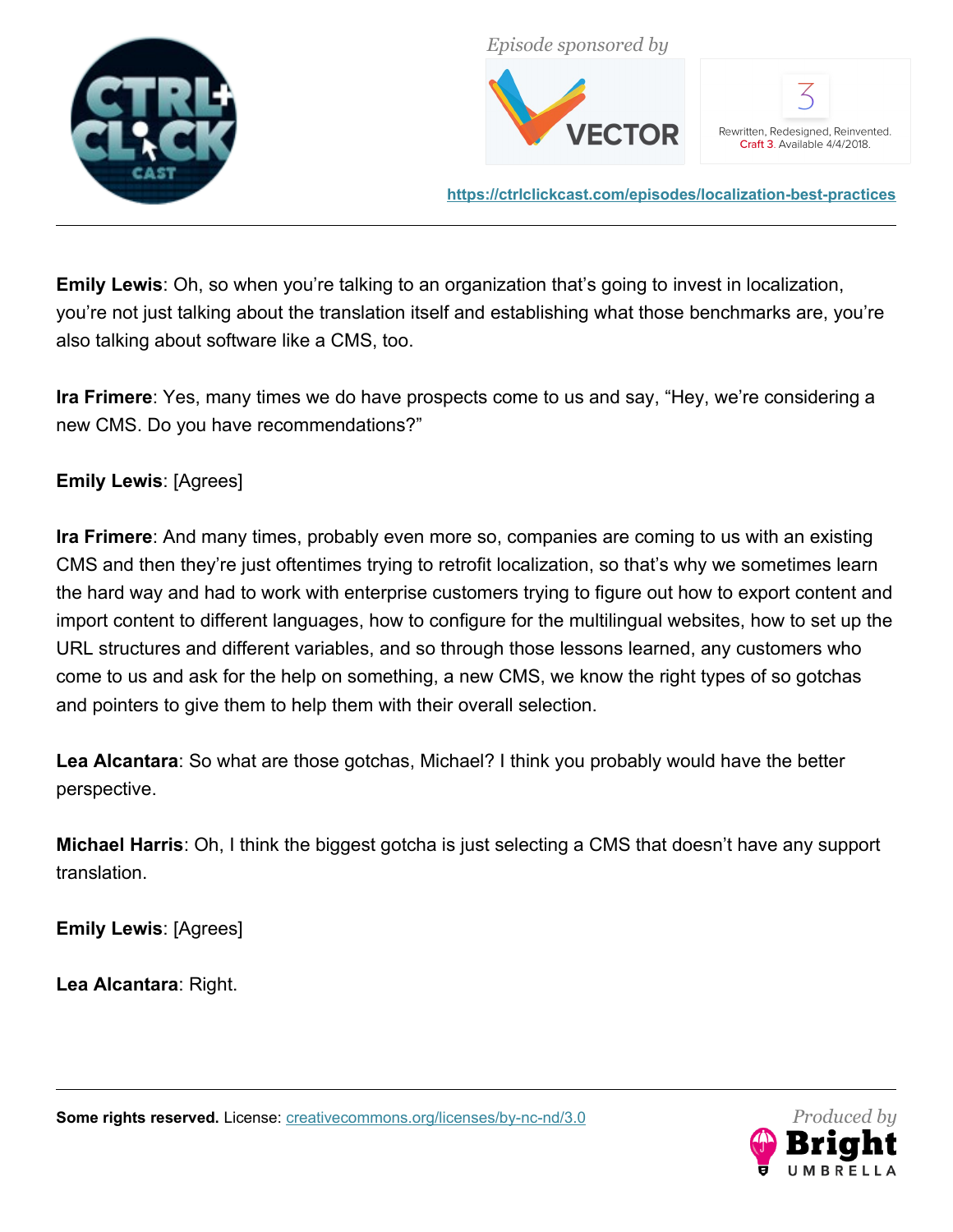**Emily Lewis**: Oh, so when you're talking to an organization that's going to invest in localization, you're not just talking about the translation itself and establishing what those benchmarks are, you're also talking about software like a CMS, too.

**Ira Frimere**: Yes, many times we do have prospects come to us and say, "Hey, we're considering a new CMS. Do you have recommendations?"

**Emily Lewis**: [Agrees]

**Ira Frimere**: And many times, probably even more so, companies are coming to us with an existing CMS and then they're just oftentimes trying to retrofit localization, so that's why we sometimes learn the hard way and had to work with enterprise customers trying to figure out how to export content and import content to different languages, how to configure for the multilingual websites, how to set up the URL structures and different variables, and so through those lessons learned, any customers who come to us and ask for the help on something, a new CMS, we know the right types of so gotchas and pointers to give them to help them with their overall selection.

**Lea Alcantara**: So what are those gotchas, Michael? I think you probably would have the better perspective.

**Michael Harris**: Oh, I think the biggest gotcha is just selecting a CMS that doesn't have any support translation.

**Emily Lewis**: [Agrees]

**Lea Alcantara**: Right.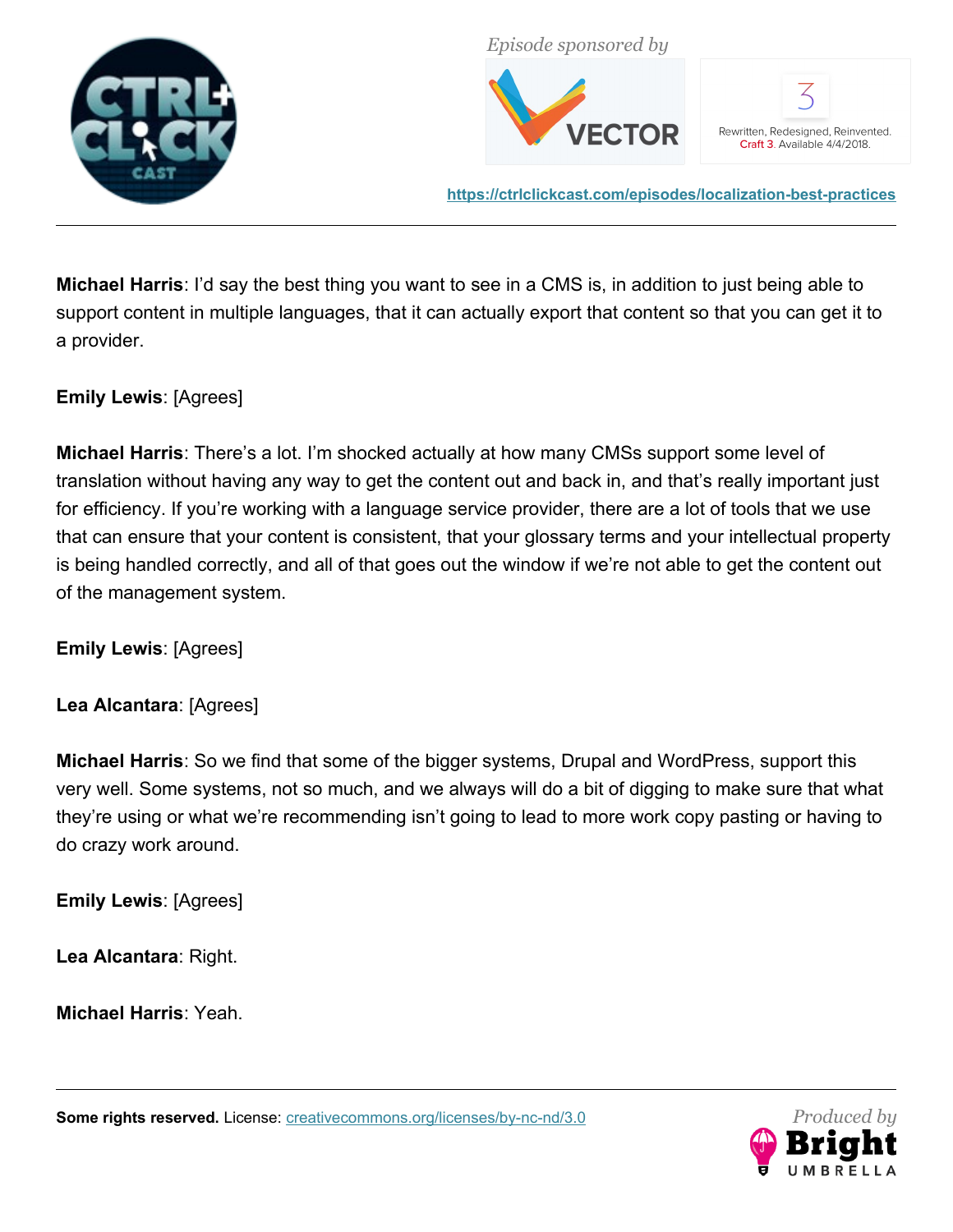**Michael Harris**: I'd say the best thing you want to see in a CMS is, in addition to just being able to support content in multiple languages, that it can actually export that content so that you can get it to a provider.

**Emily Lewis**: [Agrees]

**Michael Harris**: There's a lot. I'm shocked actually at how many CMSs support some level of translation without having any way to get the content out and back in, and that's really important just for efficiency. If you're working with a language service provider, there are a lot of tools that we use that can ensure that your content is consistent, that your glossary terms and your intellectual property is being handled correctly, and all of that goes out the window if we're not able to get the content out of the management system.

**Emily Lewis**: [Agrees]

**Lea Alcantara**: [Agrees]

**Michael Harris**: So we find that some of the bigger systems, Drupal and WordPress, support this very well. Some systems, not so much, and we always will do a bit of digging to make sure that what they're using or what we're recommending isn't going to lead to more work copy pasting or having to do crazy work around.

**Emily Lewis**: [Agrees]

**Lea Alcantara**: Right.

**Michael Harris**: Yeah.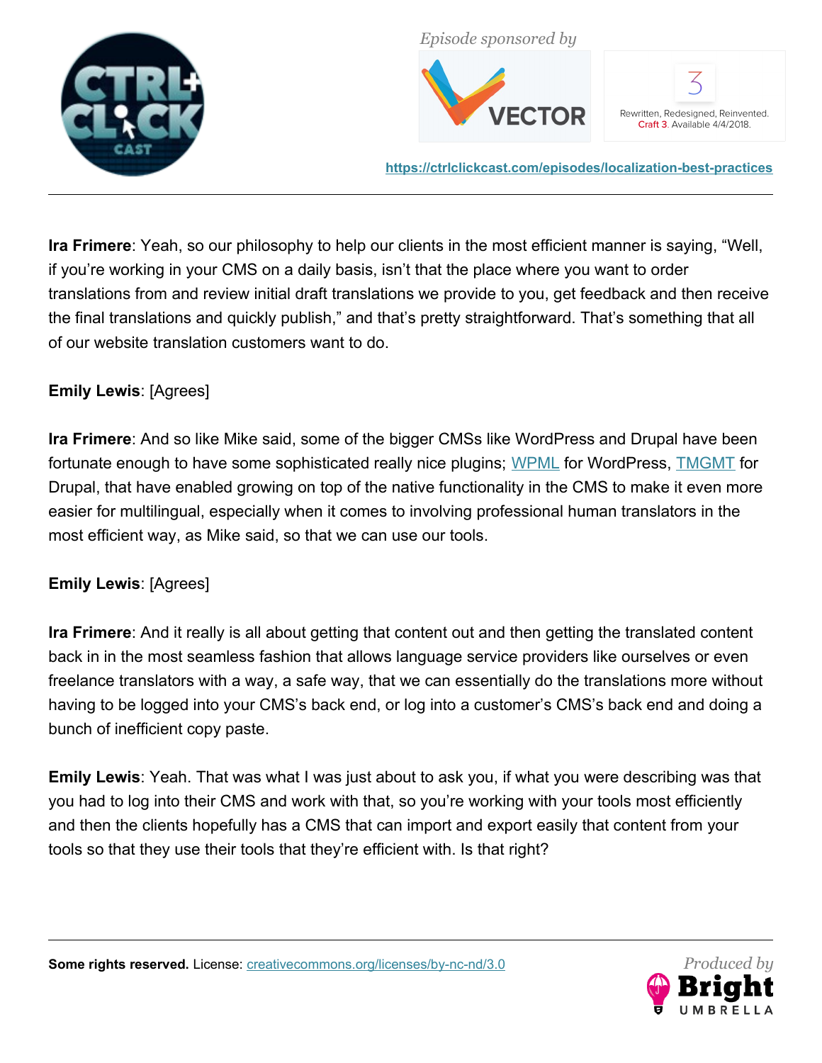**Ira Frimere**: Yeah, so our philosophy to help our clients in the most efficient manner is saying, "Well, if you're working in your CMS on a daily basis, isn't that the place where you want to order translations from and review initial draft translations we provide to you, get feedback and then receive the final translations and quickly publish," and that's pretty straightforward. That's something that all of our website translation customers want to do.

**Emily Lewis**: [Agrees]

**Ira Frimere**: And so like Mike said, some of the bigger CMSs like WordPress and Drupal have been fortunate enough to have some sophisticated really nice plugins; WPML for WordPress, TMGMT for Drupal, that have enabled growing on top of the native functionality in the CMS to make it even more easier for multilingual, especially when it comes to involving professional human translators in the most efficient way, as Mike said, so that we can use our tools.

**Emily Lewis**: [Agrees]

**Ira Frimere**: And it really is all about getting that content out and then getting the translated content back in in the most seamless fashion that allows language service providers like ourselves or even freelance translators with a way, a safe way, that we can essentially do the translations more without having to be logged into your CMS's back end, or log into a customer's CMS's back end and doing a bunch of inefficient copy paste.

**Emily Lewis**: Yeah. That was what I was just about to ask you, if what you were describing was that you had to log into their CMS and work with that, so you're working with your tools most efficiently and then the clients hopefully has a CMS that can import and export easily that content from your tools so that they use their tools that they're efficient with. Is that right?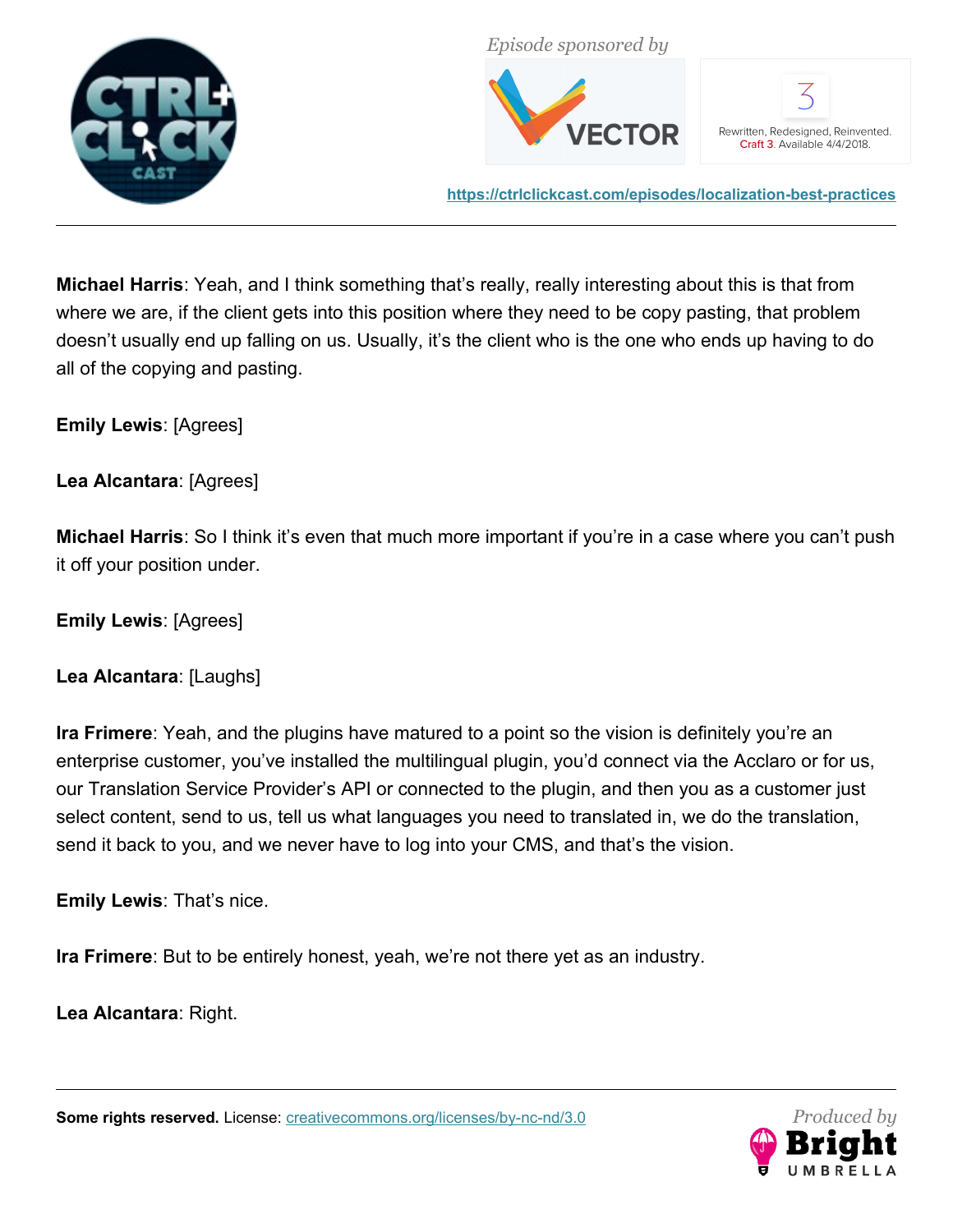**Michael Harris**: Yeah, and I think something that's really, really interesting about this is that from where we are, if the client gets into this position where they need to be copy pasting, that problem doesn't usually end up falling on us. Usually, it's the client who is the one who ends up having to do all of the copying and pasting.

**Emily Lewis**: [Agrees]

**Lea Alcantara**: [Agrees]

**Michael Harris**: So I think it's even that much more important if you're in a case where you can't push it off your position under.

**Emily Lewis**: [Agrees]

**Lea Alcantara**: [Laughs]

**Ira Frimere**: Yeah, and the plugins have matured to a point so the vision is definitely you're an enterprise customer, you've installed the multilingual plugin, you'd connect via the Acclaro or for us, our Translation Service Provider's API or connected to the plugin, and then you as a customer just select content, send to us, tell us what languages you need to translated in, we do the translation, send it back to you, and we never have to log into your CMS, and that's the vision.

**Emily Lewis**: That's nice.

**Ira Frimere**: But to be entirely honest, yeah, we're not there yet as an industry.

**Lea Alcantara**: Right.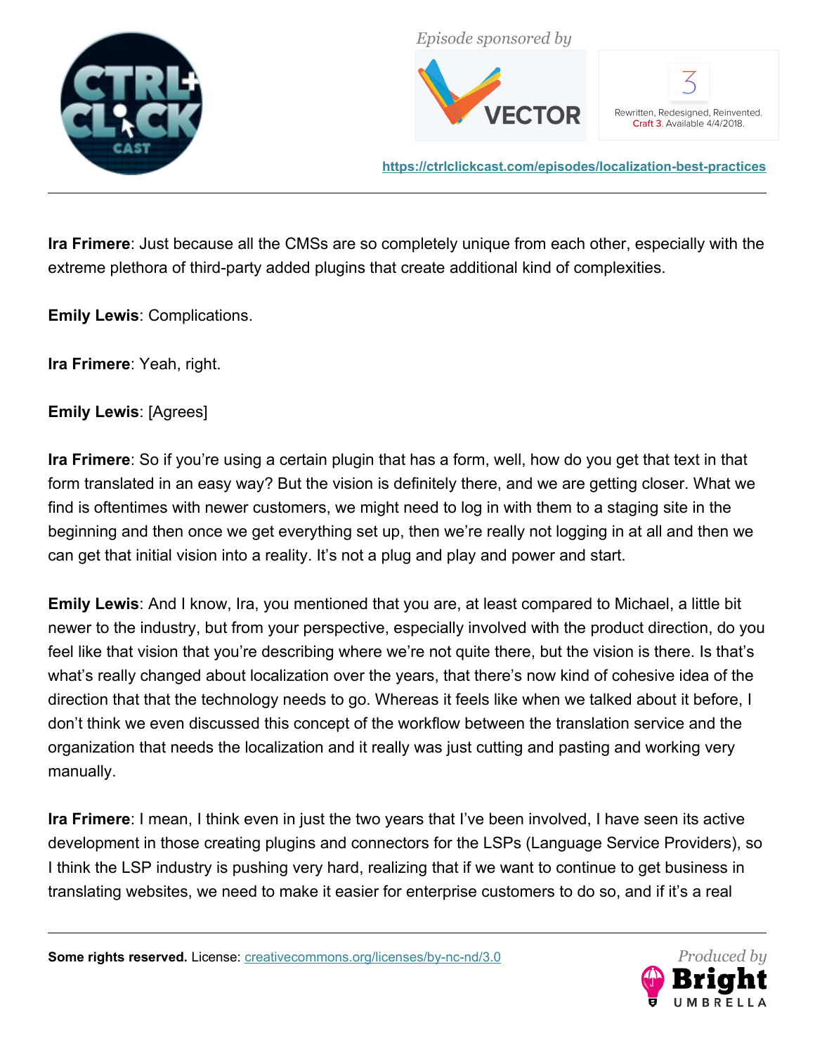**Ira Frimere**: Just because all the CMSs are so completely unique from each other, especially with the extreme plethora of third-party added plugins that create additional kind of complexities.

**Emily Lewis**: Complications.

**Ira Frimere**: Yeah, right.

**Emily Lewis**: [Agrees]

**Ira Frimere**: So if you're using a certain plugin that has a form, well, how do you get that text in that form translated in an easy way? But the vision is definitely there, and we are getting closer. What we find is oftentimes with newer customers, we might need to log in with them to a staging site in the beginning and then once we get everything set up, then we're really not logging in at all and then we can get that initial vision into a reality. It's not a plug and play and power and start.

**Emily Lewis**: And I know, Ira, you mentioned that you are, at least compared to Michael, a little bit newer to the industry, but from your perspective, especially involved with the product direction, do you feel like that vision that you're describing where we're not quite there, but the vision is there. Is that's what's really changed about localization over the years, that there's now kind of cohesive idea of the direction that that the technology needs to go. Whereas it feels like when we talked about it before, I don't think we even discussed this concept of the workflow between the translation service and the organization that needs the localization and it really was just cutting and pasting and working very manually.

**Ira Frimere**: I mean, I think even in just the two years that I've been involved, I have seen its active development in those creating plugins and connectors for the LSPs (Language Service Providers), so I think the LSP industry is pushing very hard, realizing that if we want to continue to get business in translating websites, we need to make it easier for enterprise customers to do so, and if it's a real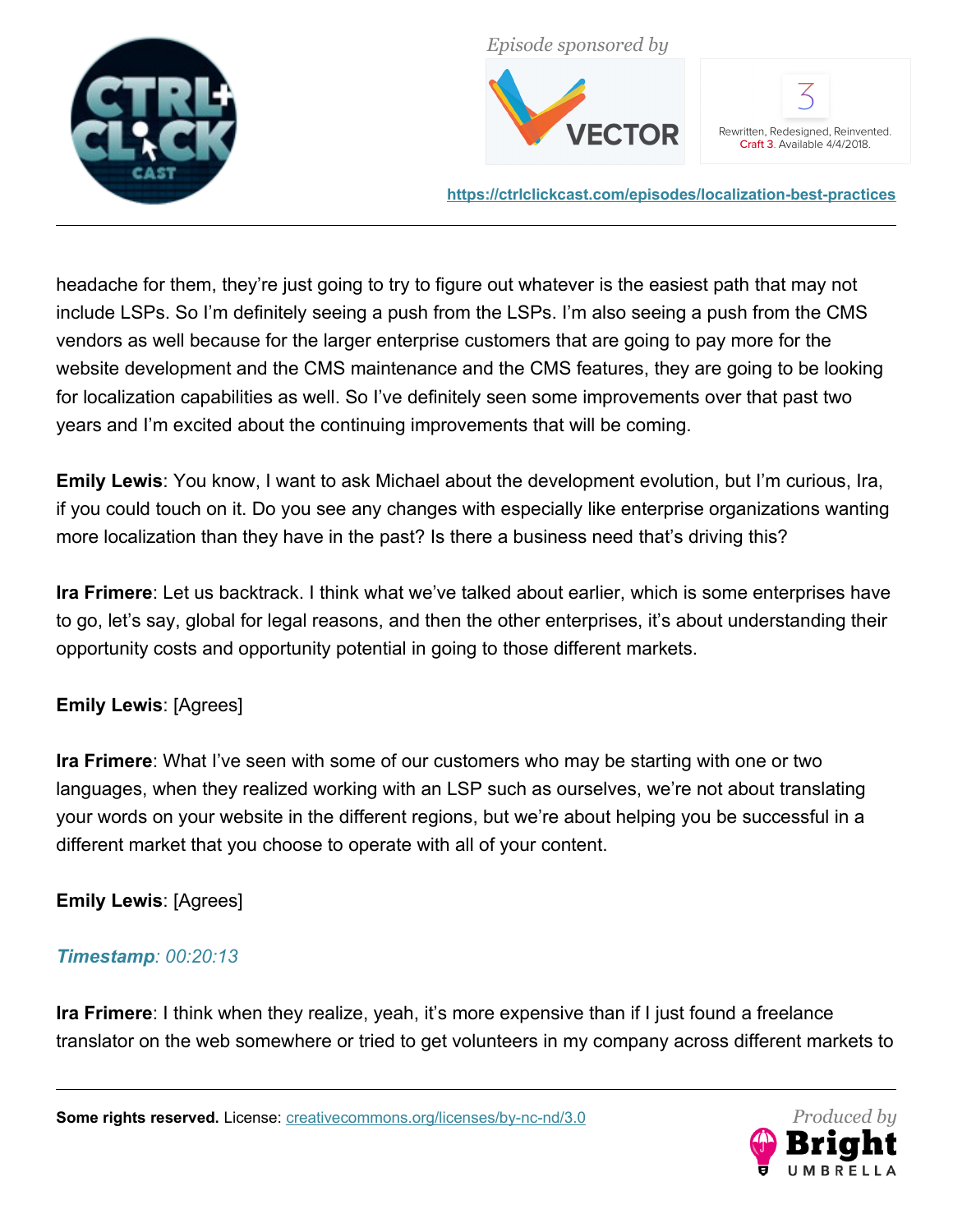headache for them, they're just going to try to figure out whatever is the easiest path that may not include LSPs. So I'm definitely seeing a push from the LSPs. I'm also seeing a push from the CMS vendors as well because for the larger enterprise customers that are going to pay more for the website development and the CMS maintenance and the CMS features, they are going to be looking for localization capabilities as well. So I've definitely seen some improvements over that past two years and I'm excited about the continuing improvements that will be coming.

**Emily Lewis**: You know, I want to ask Michael about the development evolution, but I'm curious, Ira, if you could touch on it. Do you see any changes with especially like enterprise organizations wanting more localization than they have in the past? Is there a business need that's driving this?

**Ira Frimere**: Let us backtrack. I think what we've talked about earlier, which is some enterprises have to go, let's say, global for legal reasons, and then the other enterprises, it's about understanding their opportunity costs and opportunity potential in going to those different markets.

**Emily Lewis**: [Agrees]

**Ira Frimere**: What I've seen with some of our customers who may be starting with one or two languages, when they realized working with an LSP such as ourselves, we're not about translating your words on your website in the different regions, but we're about helping you be successful in a different market that you choose to operate with all of your content.

**Emily Lewis**: [Agrees]

***Timestamp**: 00:20:13*

**Ira Frimere**: I think when they realize, yeah, it's more expensive than if I just found a freelance translator on the web somewhere or tried to get volunteers in my company across different markets to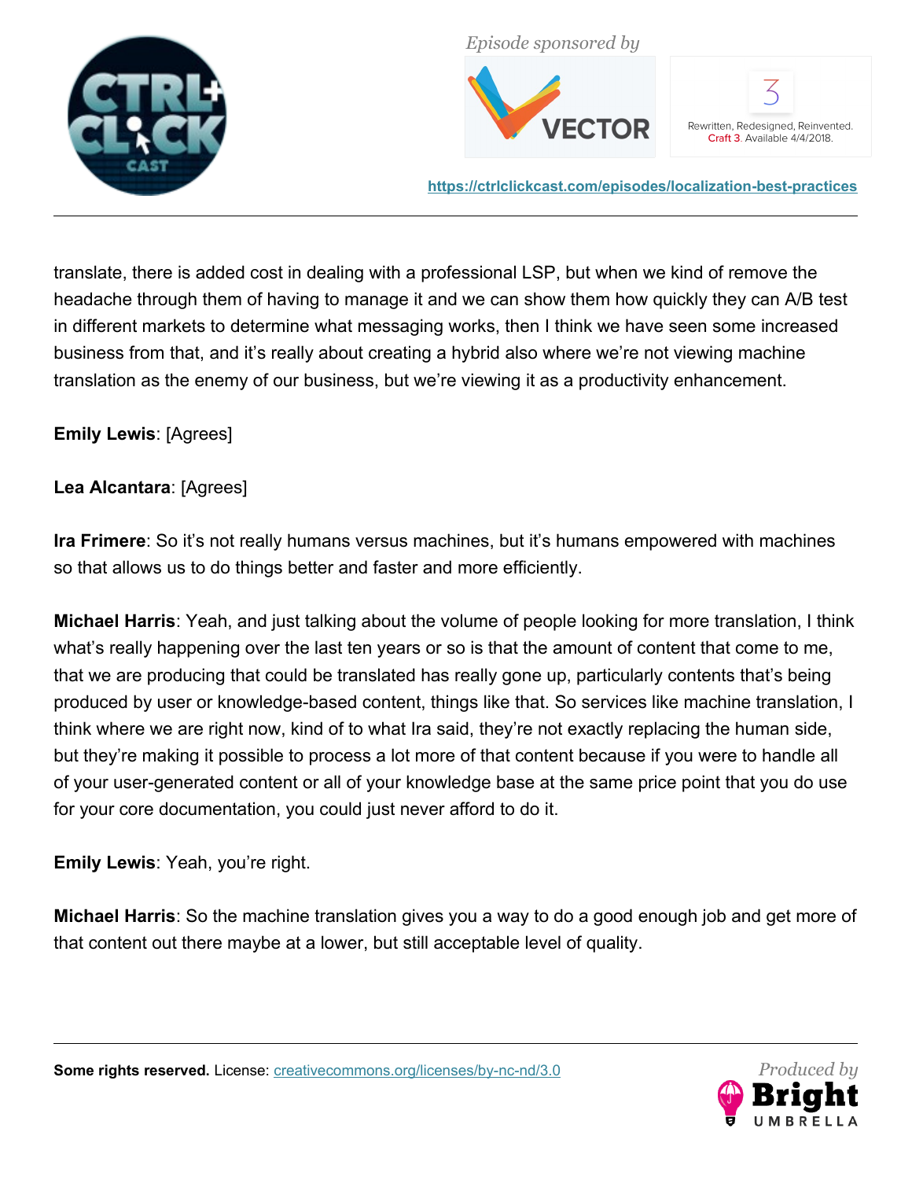translate, there is added cost in dealing with a professional LSP, but when we kind of remove the headache through them of having to manage it and we can show them how quickly they can A/B test in different markets to determine what messaging works, then I think we have seen some increased business from that, and it's really about creating a hybrid also where we're not viewing machine translation as the enemy of our business, but we're viewing it as a productivity enhancement.

**Emily Lewis**: [Agrees]

**Lea Alcantara**: [Agrees]

**Ira Frimere**: So it's not really humans versus machines, but it's humans empowered with machines so that allows us to do things better and faster and more efficiently.

**Michael Harris**: Yeah, and just talking about the volume of people looking for more translation, I think what's really happening over the last ten years or so is that the amount of content that come to me, that we are producing that could be translated has really gone up, particularly contents that's being produced by user or knowledge-based content, things like that. So services like machine translation, I think where we are right now, kind of to what Ira said, they're not exactly replacing the human side, but they're making it possible to process a lot more of that content because if you were to handle all of your user-generated content or all of your knowledge base at the same price point that you do use for your core documentation, you could just never afford to do it.

**Emily Lewis**: Yeah, you're right.

**Michael Harris**: So the machine translation gives you a way to do a good enough job and get more of that content out there maybe at a lower, but still acceptable level of quality.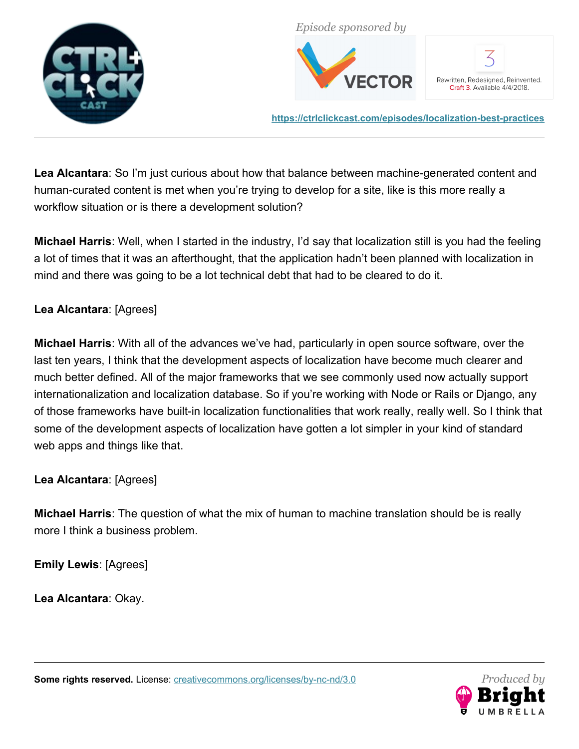**Lea Alcantara**: So I'm just curious about how that balance between machine-generated content and human-curated content is met when you're trying to develop for a site, like is this more really a workflow situation or is there a development solution?

**Michael Harris**: Well, when I started in the industry, I'd say that localization still is you had the feeling a lot of times that it was an afterthought, that the application hadn't been planned with localization in mind and there was going to be a lot technical debt that had to be cleared to do it.

**Lea Alcantara**: [Agrees]

**Michael Harris**: With all of the advances we've had, particularly in open source software, over the last ten years, I think that the development aspects of localization have become much clearer and much better defined. All of the major frameworks that we see commonly used now actually support internationalization and localization database. So if you're working with Node or Rails or Django, any of those frameworks have built-in localization functionalities that work really, really well. So I think that some of the development aspects of localization have gotten a lot simpler in your kind of standard web apps and things like that.

**Lea Alcantara**: [Agrees]

**Michael Harris**: The question of what the mix of human to machine translation should be is really more I think a business problem.

**Emily Lewis**: [Agrees]

**Lea Alcantara**: Okay.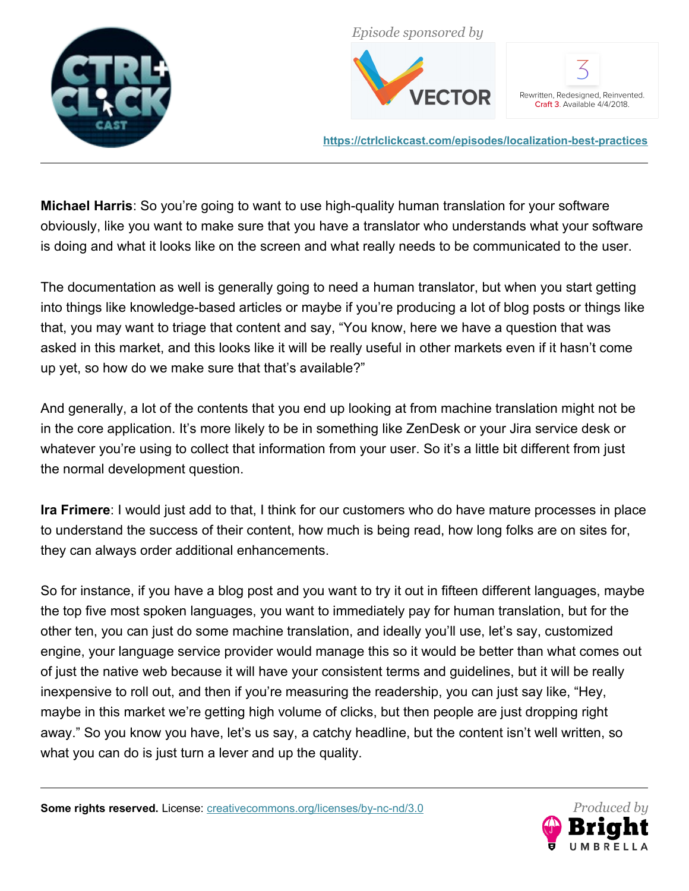**Michael Harris**: So you're going to want to use high-quality human translation for your software obviously, like you want to make sure that you have a translator who understands what your software is doing and what it looks like on the screen and what really needs to be communicated to the user.

The documentation as well is generally going to need a human translator, but when you start getting into things like knowledge-based articles or maybe if you're producing a lot of blog posts or things like that, you may want to triage that content and say, "You know, here we have a question that was asked in this market, and this looks like it will be really useful in other markets even if it hasn't come up yet, so how do we make sure that that's available?"

And generally, a lot of the contents that you end up looking at from machine translation might not be in the core application. It's more likely to be in something like ZenDesk or your Jira service desk or whatever you're using to collect that information from your user. So it's a little bit different from just the normal development question.

**Ira Frimere**: I would just add to that, I think for our customers who do have mature processes in place to understand the success of their content, how much is being read, how long folks are on sites for, they can always order additional enhancements.

So for instance, if you have a blog post and you want to try it out in fifteen different languages, maybe the top five most spoken languages, you want to immediately pay for human translation, but for the other ten, you can just do some machine translation, and ideally you'll use, let's say, customized engine, your language service provider would manage this so it would be better than what comes out of just the native web because it will have your consistent terms and guidelines, but it will be really inexpensive to roll out, and then if you're measuring the readership, you can just say like, "Hey, maybe in this market we're getting high volume of clicks, but then people are just dropping right away." So you know you have, let's us say, a catchy headline, but the content isn't well written, so what you can do is just turn a lever and up the quality.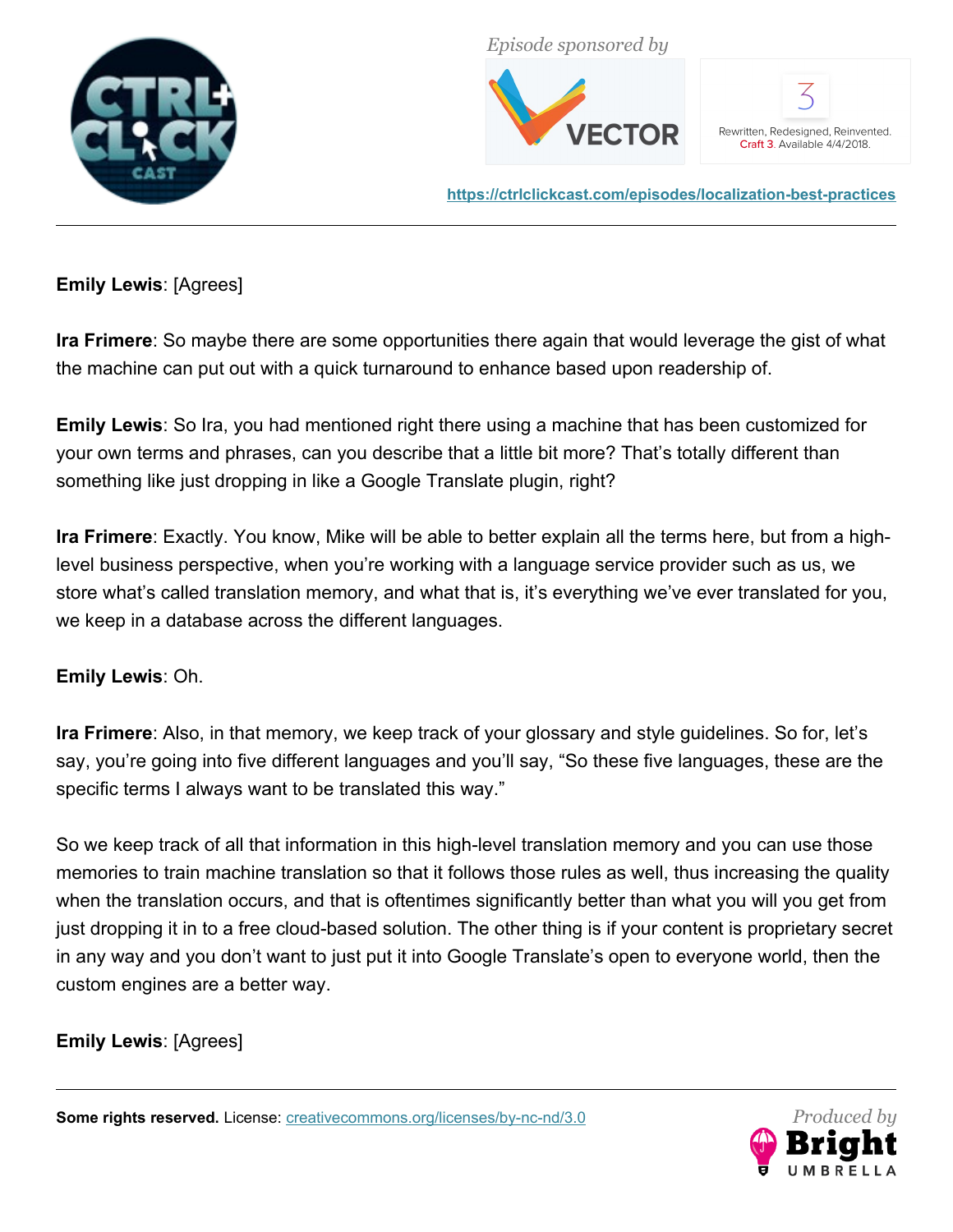**Emily Lewis**: [Agrees]

**Ira Frimere**: So maybe there are some opportunities there again that would leverage the gist of what the machine can put out with a quick turnaround to enhance based upon readership of.

**Emily Lewis**: So Ira, you had mentioned right there using a machine that has been customized for your own terms and phrases, can you describe that a little bit more? That's totally different than something like just dropping in like a Google Translate plugin, right?

**Ira Frimere**: Exactly. You know, Mike will be able to better explain all the terms here, but from a high-level business perspective, when you're working with a language service provider such as us, we store what's called translation memory, and what that is, it's everything we've ever translated for you, we keep in a database across the different languages.

**Emily Lewis**: Oh.

**Ira Frimere**: Also, in that memory, we keep track of your glossary and style guidelines. So for, let's say, you're going into five different languages and you'll say, "So these five languages, these are the specific terms I always want to be translated this way."

So we keep track of all that information in this high-level translation memory and you can use those memories to train machine translation so that it follows those rules as well, thus increasing the quality when the translation occurs, and that is oftentimes significantly better than what you will you get from just dropping it in to a free cloud-based solution. The other thing is if your content is proprietary secret in any way and you don't want to just put it into Google Translate's open to everyone world, then the custom engines are a better way.

**Emily Lewis**: [Agrees]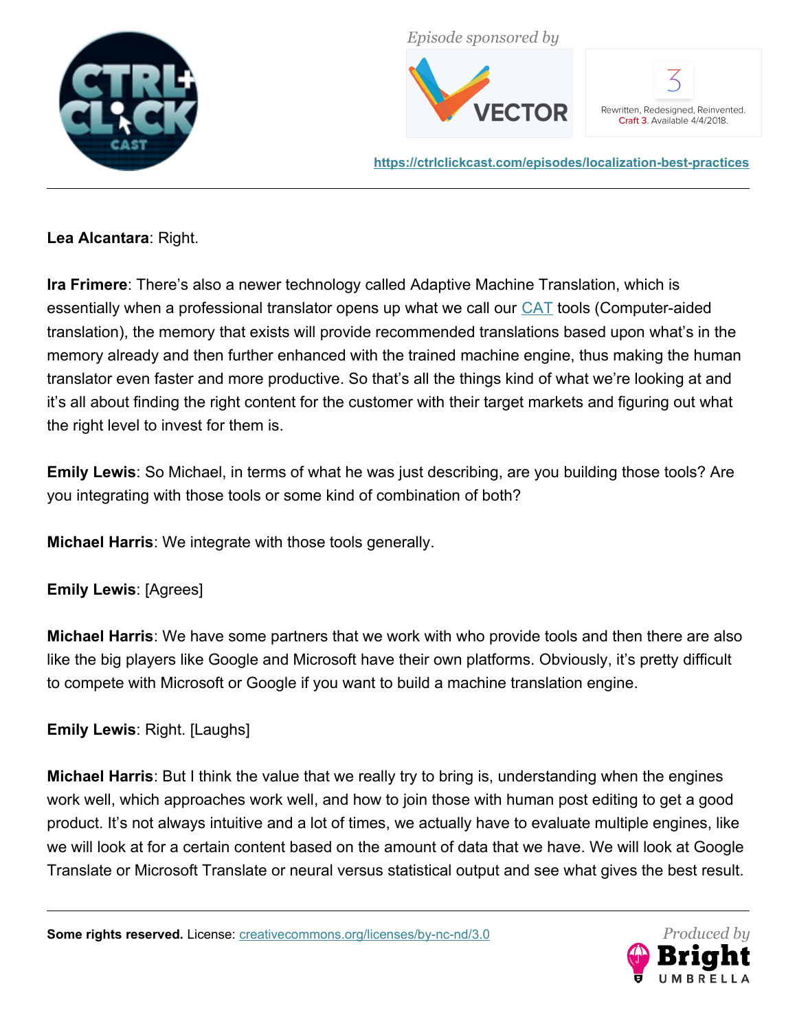**Lea Alcantara**: Right.

**Ira Frimere**: There's also a newer technology called Adaptive Machine Translation, which is essentially when a professional translator opens up what we call our [CAT](https://en.wikipedia.org/wiki/Computer-assisted_translation) tools (Computer-aided translation), the memory that exists will provide recommended translations based upon what's in the memory already and then further enhanced with the trained machine engine, thus making the human translator even faster and more productive. So that's all the things kind of what we're looking at and it's all about finding the right content for the customer with their target markets and figuring out what the right level to invest for them is.

**Emily Lewis**: So Michael, in terms of what he was just describing, are you building those tools? Are you integrating with those tools or some kind of combination of both?

**Michael Harris**: We integrate with those tools generally.

**Emily Lewis**: [Agrees]

**Michael Harris**: We have some partners that we work with who provide tools and then there are also like the big players like Google and Microsoft have their own platforms. Obviously, it's pretty difficult to compete with Microsoft or Google if you want to build a machine translation engine.

**Emily Lewis**: Right. [Laughs]

**Michael Harris**: But I think the value that we really try to bring is, understanding when the engines work well, which approaches work well, and how to join those with human post editing to get a good product. It's not always intuitive and a lot of times, we actually have to evaluate multiple engines, like we will look at for a certain content based on the amount of data that we have. We will look at Google Translate or Microsoft Translate or neural versus statistical output and see what gives the best result.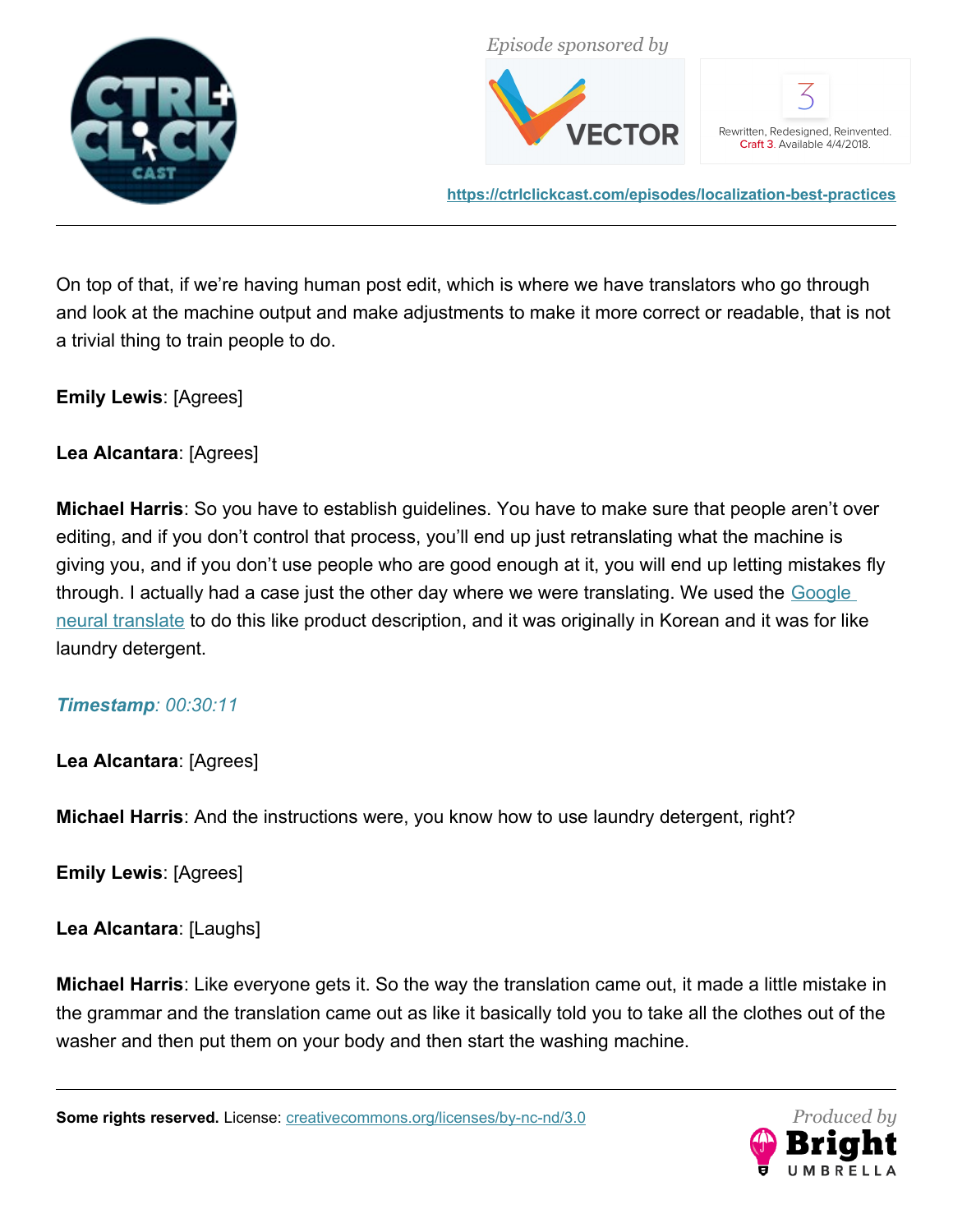On top of that, if we're having human post edit, which is where we have translators who go through and look at the machine output and make adjustments to make it more correct or readable, that is not a trivial thing to train people to do.

**Emily Lewis**: [Agrees]

**Lea Alcantara**: [Agrees]

**Michael Harris**: So you have to establish guidelines. You have to make sure that people aren't over editing, and if you don't control that process, you'll end up just retranslating what the machine is giving you, and if you don't use people who are good enough at it, you will end up letting mistakes fly through. I actually had a case just the other day where we were translating. We used the [Google neural translate]() to do this like product description, and it was originally in Korean and it was for like laundry detergent.

***Timestamp**: 00:30:11*

**Lea Alcantara**: [Agrees]

**Michael Harris**: And the instructions were, you know how to use laundry detergent, right?

**Emily Lewis**: [Agrees]

**Lea Alcantara**: [Laughs]

**Michael Harris**: Like everyone gets it. So the way the translation came out, it made a little mistake in the grammar and the translation came out as like it basically told you to take all the clothes out of the washer and then put them on your body and then start the washing machine.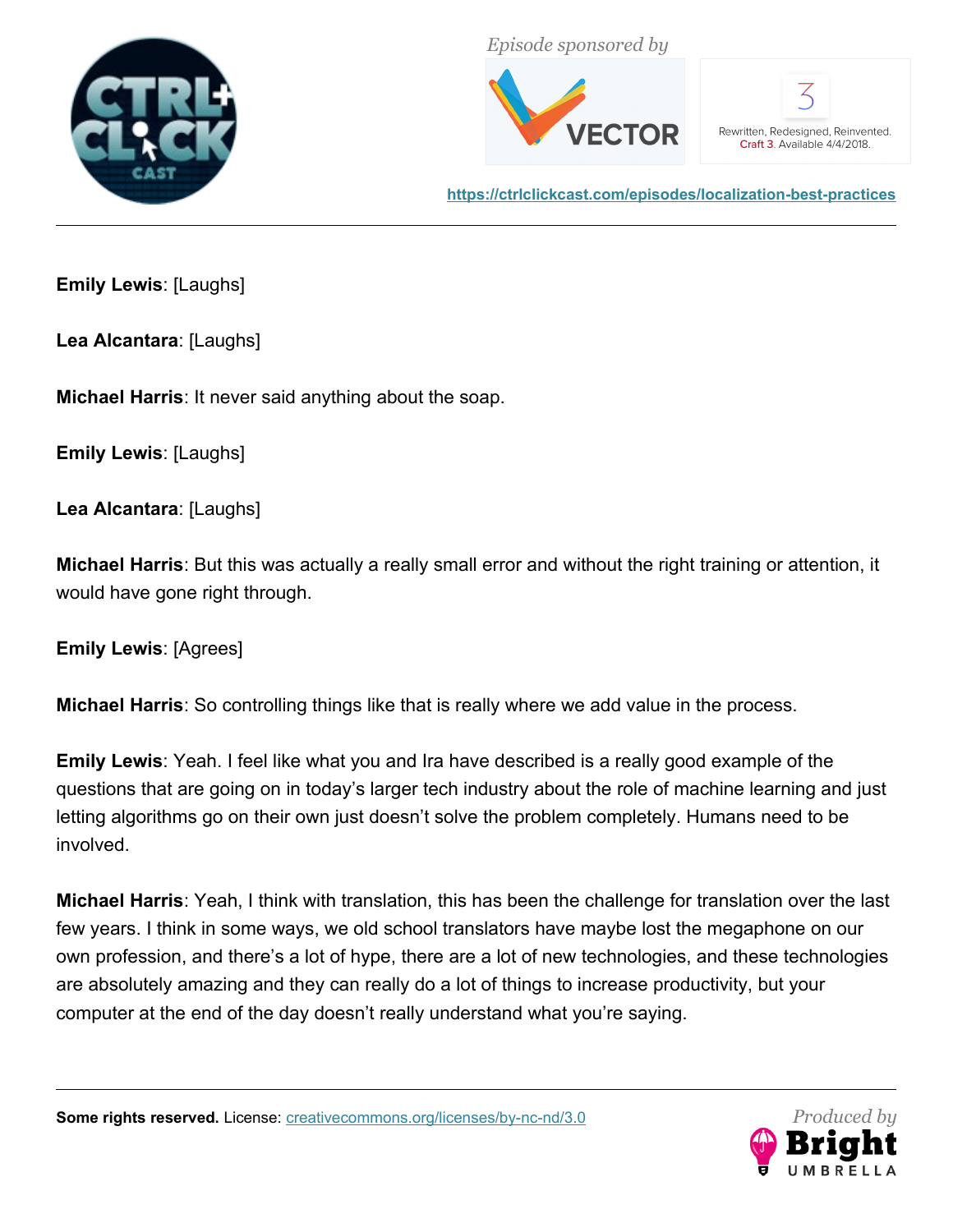**Emily Lewis**: [Laughs]

**Lea Alcantara**: [Laughs]

**Michael Harris**: It never said anything about the soap.

**Emily Lewis**: [Laughs]

**Lea Alcantara**: [Laughs]

**Michael Harris**: But this was actually a really small error and without the right training or attention, it would have gone right through.

**Emily Lewis**: [Agrees]

**Michael Harris**: So controlling things like that is really where we add value in the process.

**Emily Lewis**: Yeah. I feel like what you and Ira have described is a really good example of the questions that are going on in today's larger tech industry about the role of machine learning and just letting algorithms go on their own just doesn't solve the problem completely. Humans need to be involved.

**Michael Harris**: Yeah, I think with translation, this has been the challenge for translation over the last few years. I think in some ways, we old school translators have maybe lost the megaphone on our own profession, and there's a lot of hype, there are a lot of new technologies, and these technologies are absolutely amazing and they can really do a lot of things to increase productivity, but your computer at the end of the day doesn't really understand what you're saying.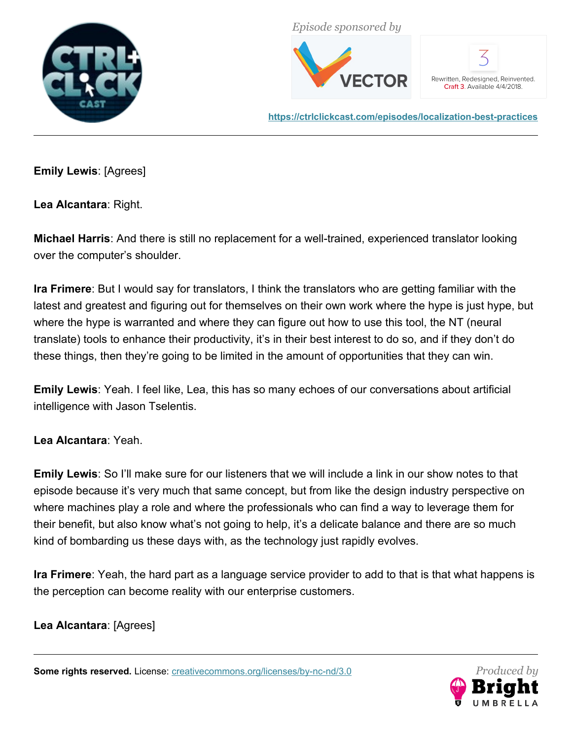**Emily Lewis**: [Agrees]

**Lea Alcantara**: Right.

**Michael Harris**: And there is still no replacement for a well-trained, experienced translator looking over the computer's shoulder.

**Ira Frimere**: But I would say for translators, I think the translators who are getting familiar with the latest and greatest and figuring out for themselves on their own work where the hype is just hype, but where the hype is warranted and where they can figure out how to use this tool, the NT (neural translate) tools to enhance their productivity, it's in their best interest to do so, and if they don't do these things, then they're going to be limited in the amount of opportunities that they can win.

**Emily Lewis**: Yeah. I feel like, Lea, this has so many echoes of our conversations about artificial intelligence with Jason Tselentis.

**Lea Alcantara**: Yeah.

**Emily Lewis**: So I'll make sure for our listeners that we will include a link in our show notes to that episode because it's very much that same concept, but from like the design industry perspective on where machines play a role and where the professionals who can find a way to leverage them for their benefit, but also know what's not going to help, it's a delicate balance and there are so much kind of bombarding us these days with, as the technology just rapidly evolves.

**Ira Frimere**: Yeah, the hard part as a language service provider to add to that is that what happens is the perception can become reality with our enterprise customers.

**Lea Alcantara**: [Agrees]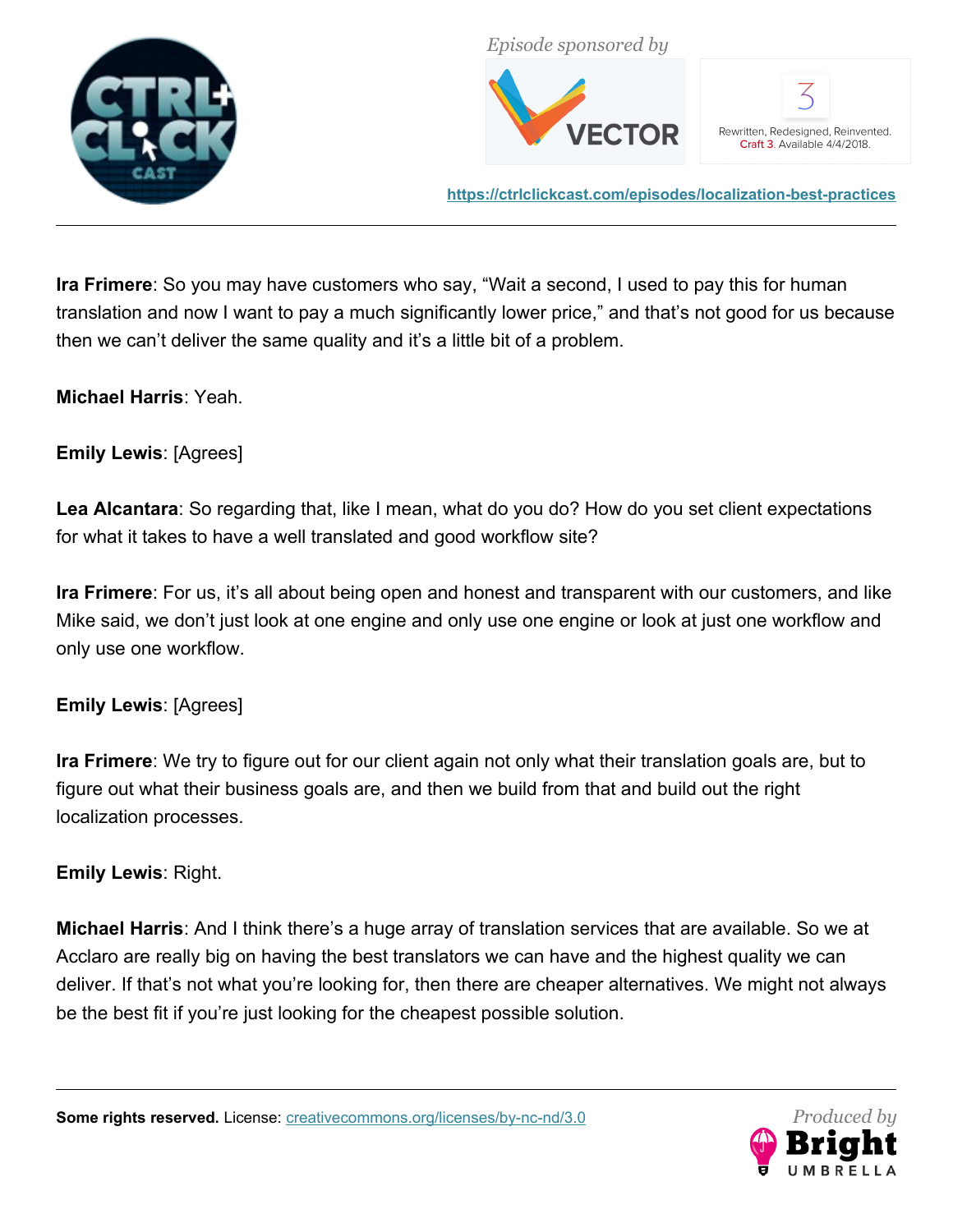**Ira Frimere**: So you may have customers who say, “Wait a second, I used to pay this for human translation and now I want to pay a much significantly lower price,” and that’s not good for us because then we can’t deliver the same quality and it’s a little bit of a problem.

**Michael Harris**: Yeah.

**Emily Lewis**: [Agrees]

**Lea Alcantara**: So regarding that, like I mean, what do you do? How do you set client expectations for what it takes to have a well translated and good workflow site?

**Ira Frimere**: For us, it’s all about being open and honest and transparent with our customers, and like Mike said, we don’t just look at one engine and only use one engine or look at just one workflow and only use one workflow.

**Emily Lewis**: [Agrees]

**Ira Frimere**: We try to figure out for our client again not only what their translation goals are, but to figure out what their business goals are, and then we build from that and build out the right localization processes.

**Emily Lewis**: Right.

**Michael Harris**: And I think there’s a huge array of translation services that are available. So we at Acclaro are really big on having the best translators we can have and the highest quality we can deliver. If that’s not what you’re looking for, then there are cheaper alternatives. We might not always be the best fit if you’re just looking for the cheapest possible solution.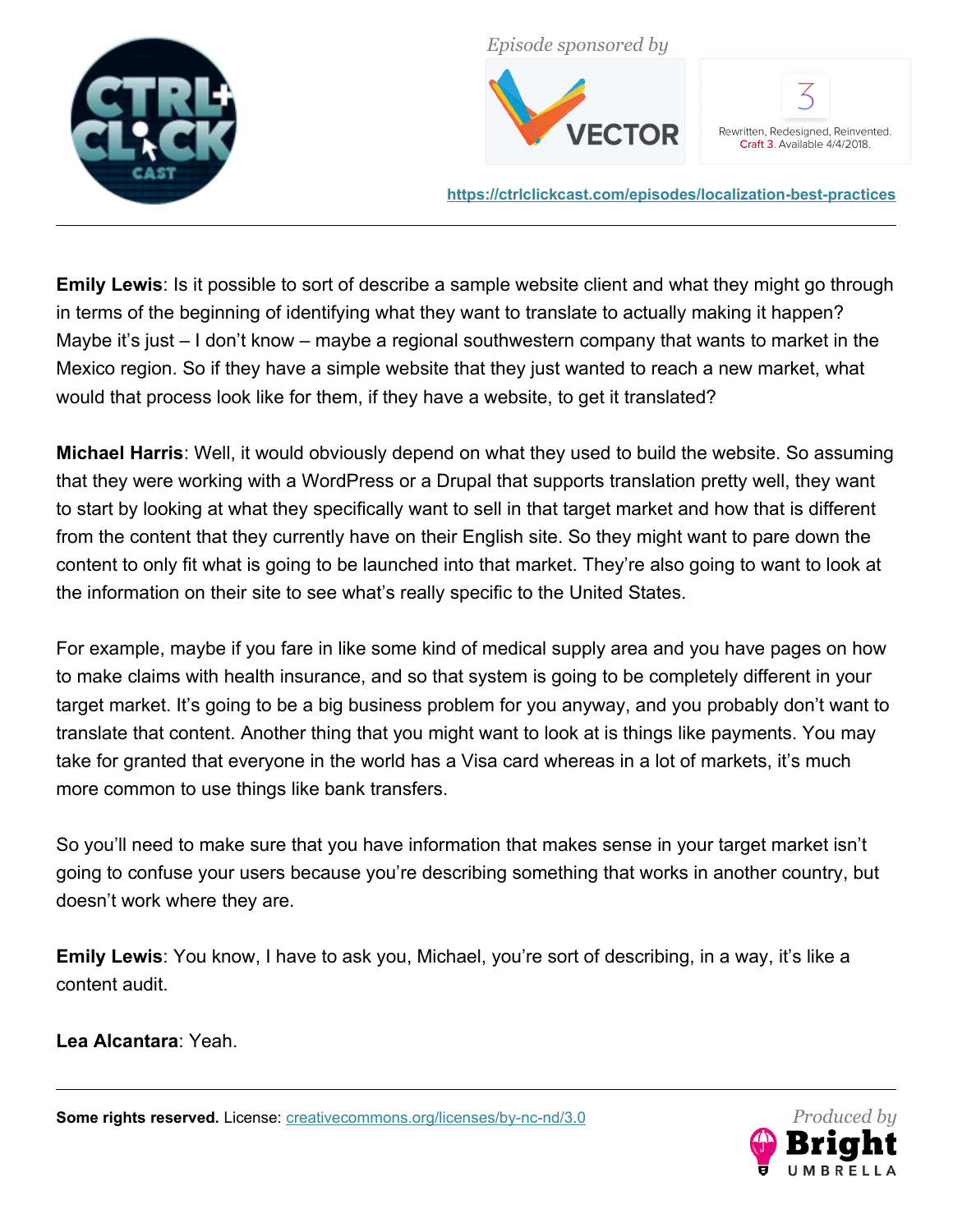**Emily Lewis**: Is it possible to sort of describe a sample website client and what they might go through in terms of the beginning of identifying what they want to translate to actually making it happen? Maybe it's just – I don't know – maybe a regional southwestern company that wants to market in the Mexico region. So if they have a simple website that they just wanted to reach a new market, what would that process look like for them, if they have a website, to get it translated?

**Michael Harris**: Well, it would obviously depend on what they used to build the website. So assuming that they were working with a WordPress or a Drupal that supports translation pretty well, they want to start by looking at what they specifically want to sell in that target market and how that is different from the content that they currently have on their English site. So they might want to pare down the content to only fit what is going to be launched into that market. They're also going to want to look at the information on their site to see what's really specific to the United States.

For example, maybe if you fare in like some kind of medical supply area and you have pages on how to make claims with health insurance, and so that system is going to be completely different in your target market. It's going to be a big business problem for you anyway, and you probably don't want to translate that content. Another thing that you might want to look at is things like payments. You may take for granted that everyone in the world has a Visa card whereas in a lot of markets, it's much more common to use things like bank transfers.

So you'll need to make sure that you have information that makes sense in your target market isn't going to confuse your users because you're describing something that works in another country, but doesn't work where they are.

**Emily Lewis**: You know, I have to ask you, Michael, you're sort of describing, in a way, it's like a content audit.

**Lea Alcantara**: Yeah.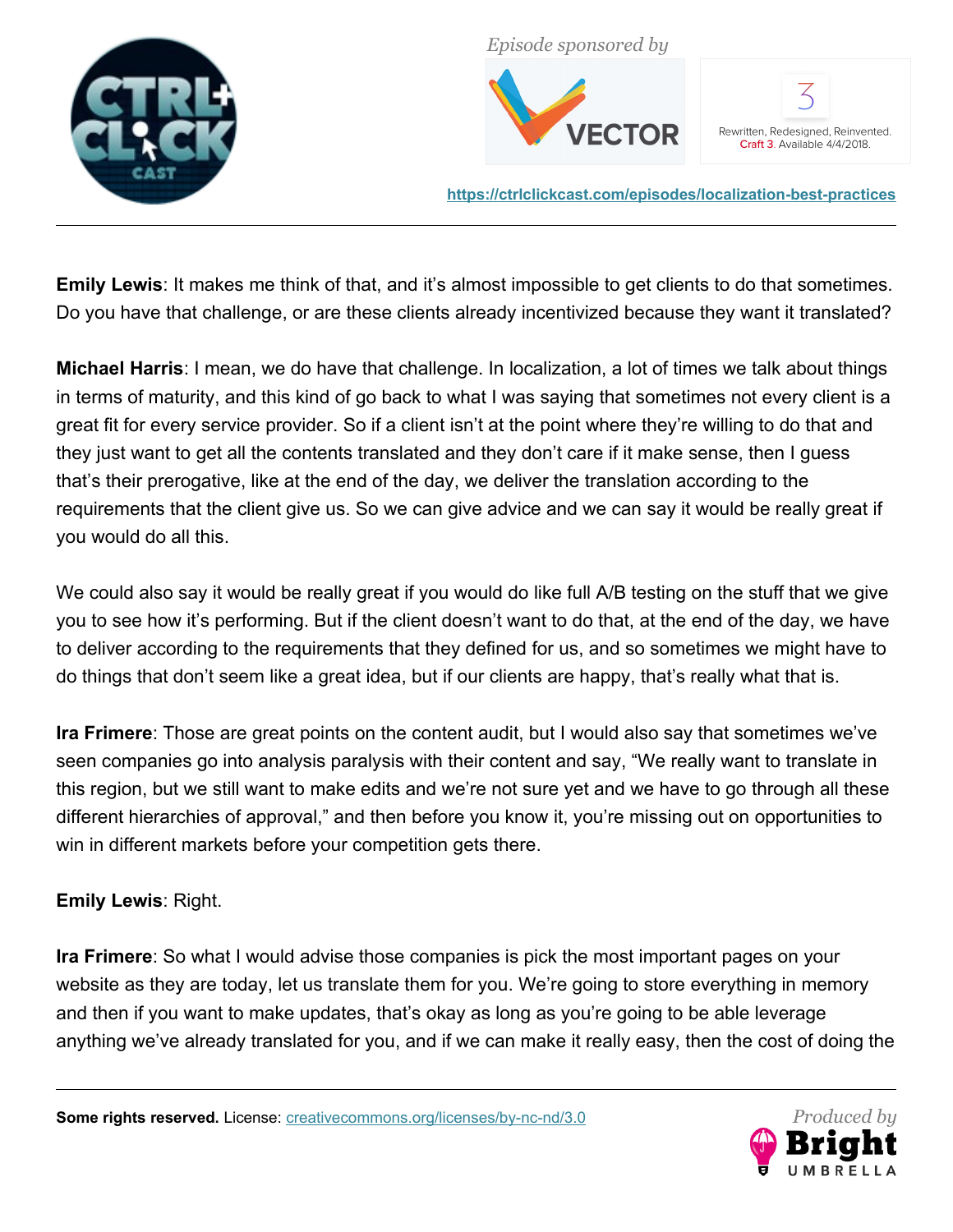**Emily Lewis**: It makes me think of that, and it's almost impossible to get clients to do that sometimes. Do you have that challenge, or are these clients already incentivized because they want it translated?

**Michael Harris**: I mean, we do have that challenge. In localization, a lot of times we talk about things in terms of maturity, and this kind of go back to what I was saying that sometimes not every client is a great fit for every service provider. So if a client isn't at the point where they're willing to do that and they just want to get all the contents translated and they don't care if it make sense, then I guess that's their prerogative, like at the end of the day, we deliver the translation according to the requirements that the client give us. So we can give advice and we can say it would be really great if you would do all this.

We could also say it would be really great if you would do like full A/B testing on the stuff that we give you to see how it's performing. But if the client doesn't want to do that, at the end of the day, we have to deliver according to the requirements that they defined for us, and so sometimes we might have to do things that don't seem like a great idea, but if our clients are happy, that's really what that is.

**Ira Frimere**: Those are great points on the content audit, but I would also say that sometimes we've seen companies go into analysis paralysis with their content and say, "We really want to translate in this region, but we still want to make edits and we're not sure yet and we have to go through all these different hierarchies of approval," and then before you know it, you're missing out on opportunities to win in different markets before your competition gets there.

**Emily Lewis**: Right.

**Ira Frimere**: So what I would advise those companies is pick the most important pages on your website as they are today, let us translate them for you. We're going to store everything in memory and then if you want to make updates, that's okay as long as you're going to be able leverage anything we've already translated for you, and if we can make it really easy, then the cost of doing the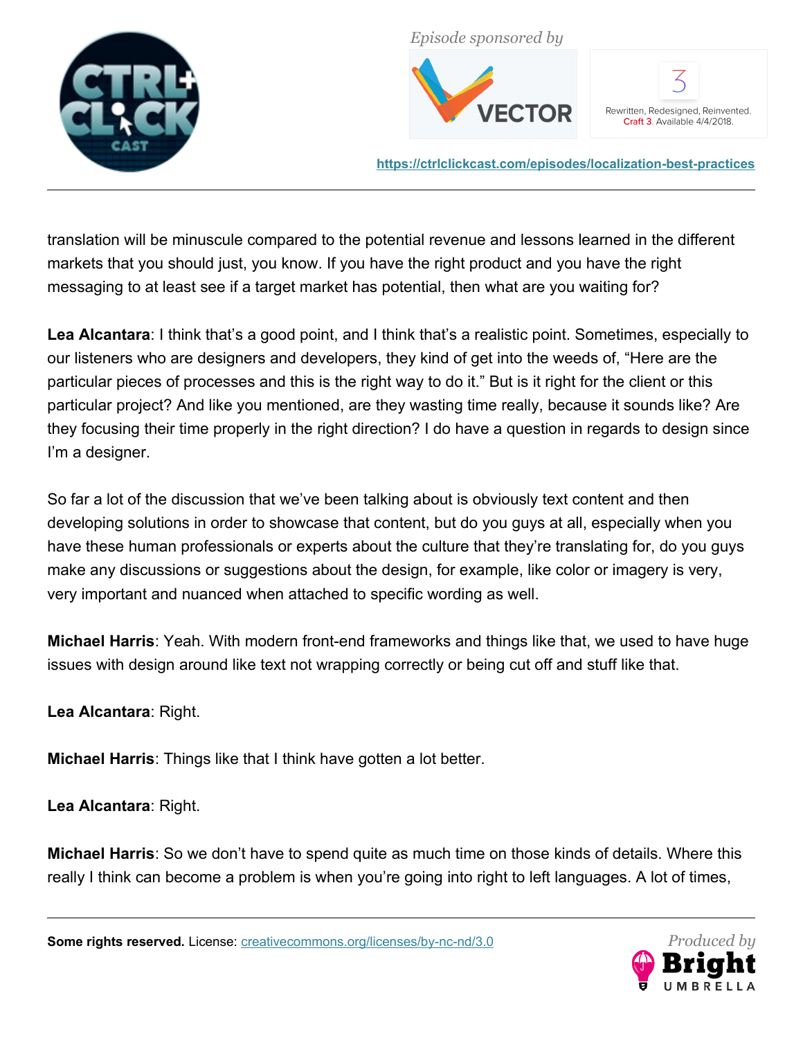translation will be minuscule compared to the potential revenue and lessons learned in the different markets that you should just, you know. If you have the right product and you have the right messaging to at least see if a target market has potential, then what are you waiting for?

**Lea Alcantara**: I think that's a good point, and I think that's a realistic point. Sometimes, especially to our listeners who are designers and developers, they kind of get into the weeds of, "Here are the particular pieces of processes and this is the right way to do it." But is it right for the client or this particular project? And like you mentioned, are they wasting time really, because it sounds like? Are they focusing their time properly in the right direction? I do have a question in regards to design since I'm a designer.

So far a lot of the discussion that we've been talking about is obviously text content and then developing solutions in order to showcase that content, but do you guys at all, especially when you have these human professionals or experts about the culture that they're translating for, do you guys make any discussions or suggestions about the design, for example, like color or imagery is very, very important and nuanced when attached to specific wording as well.

**Michael Harris**: Yeah. With modern front-end frameworks and things like that, we used to have huge issues with design around like text not wrapping correctly or being cut off and stuff like that.

**Lea Alcantara**: Right.

**Michael Harris**: Things like that I think have gotten a lot better.

**Lea Alcantara**: Right.

**Michael Harris**: So we don't have to spend quite as much time on those kinds of details. Where this really I think can become a problem is when you're going into right to left languages. A lot of times,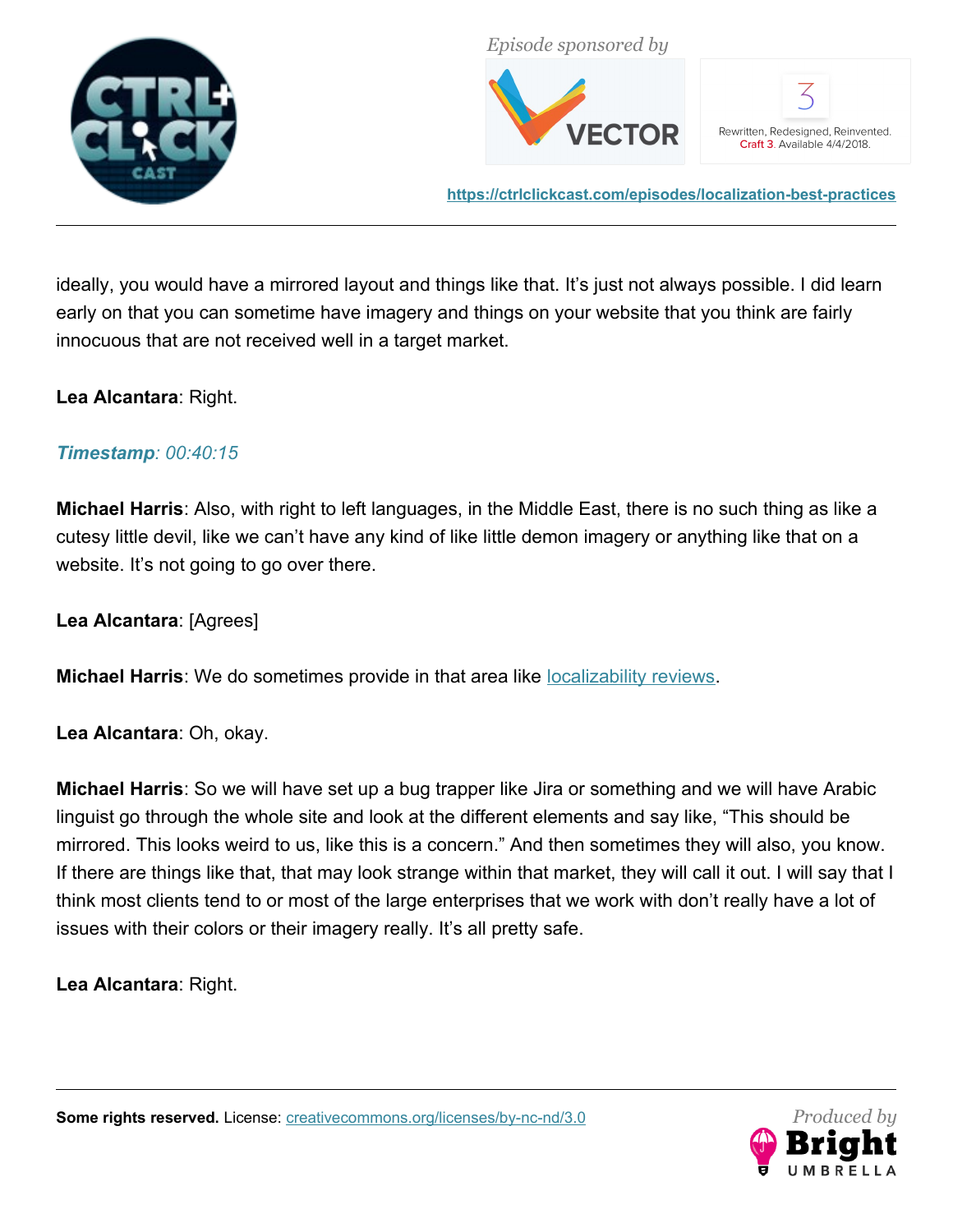ideally, you would have a mirrored layout and things like that. It's just not always possible. I did learn early on that you can sometime have imagery and things on your website that you think are fairly innocuous that are not received well in a target market.

**Lea Alcantara**: Right.

***Timestamp**: 00:40:15*

**Michael Harris**: Also, with right to left languages, in the Middle East, there is no such thing as like a cutesy little devil, like we can't have any kind of like little demon imagery or anything like that on a website. It's not going to go over there.

**Lea Alcantara**: [Agrees]

**Michael Harris**: We do sometimes provide in that area like [localizability reviews](localizability reviews).

**Lea Alcantara**: Oh, okay.

**Michael Harris**: So we will have set up a bug trapper like Jira or something and we will have Arabic linguist go through the whole site and look at the different elements and say like, "This should be mirrored. This looks weird to us, like this is a concern." And then sometimes they will also, you know. If there are things like that, that may look strange within that market, they will call it out. I will say that I think most clients tend to or most of the large enterprises that we work with don't really have a lot of issues with their colors or their imagery really. It's all pretty safe.

**Lea Alcantara**: Right.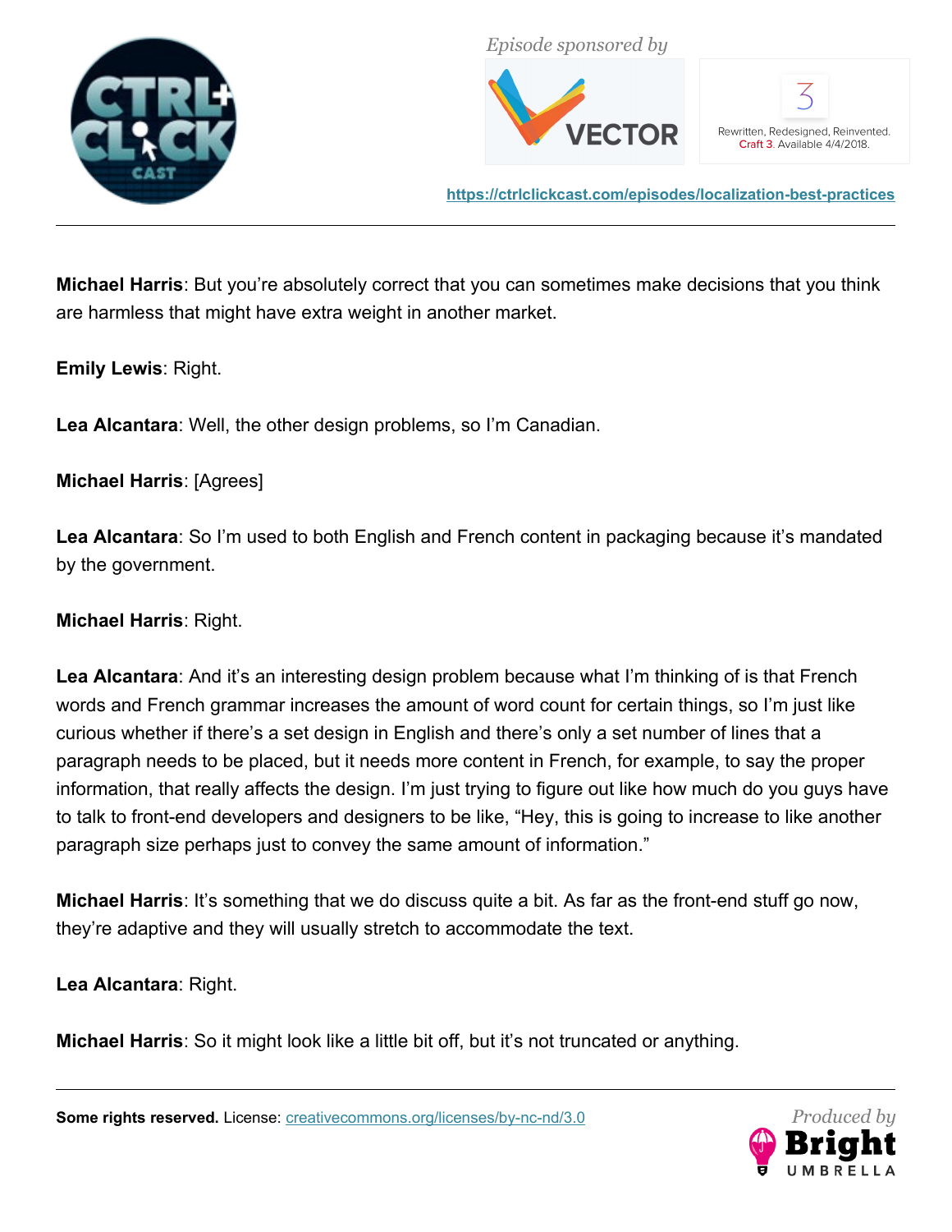**Michael Harris**: But you're absolutely correct that you can sometimes make decisions that you think are harmless that might have extra weight in another market.

**Emily Lewis**: Right.

**Lea Alcantara**: Well, the other design problems, so I'm Canadian.

**Michael Harris**: [Agrees]

**Lea Alcantara**: So I'm used to both English and French content in packaging because it's mandated by the government.

**Michael Harris**: Right.

**Lea Alcantara**: And it's an interesting design problem because what I'm thinking of is that French words and French grammar increases the amount of word count for certain things, so I'm just like curious whether if there's a set design in English and there's only a set number of lines that a paragraph needs to be placed, but it needs more content in French, for example, to say the proper information, that really affects the design. I'm just trying to figure out like how much do you guys have to talk to front-end developers and designers to be like, "Hey, this is going to increase to like another paragraph size perhaps just to convey the same amount of information."

**Michael Harris**: It's something that we do discuss quite a bit. As far as the front-end stuff go now, they're adaptive and they will usually stretch to accommodate the text.

**Lea Alcantara**: Right.

**Michael Harris**: So it might look like a little bit off, but it's not truncated or anything.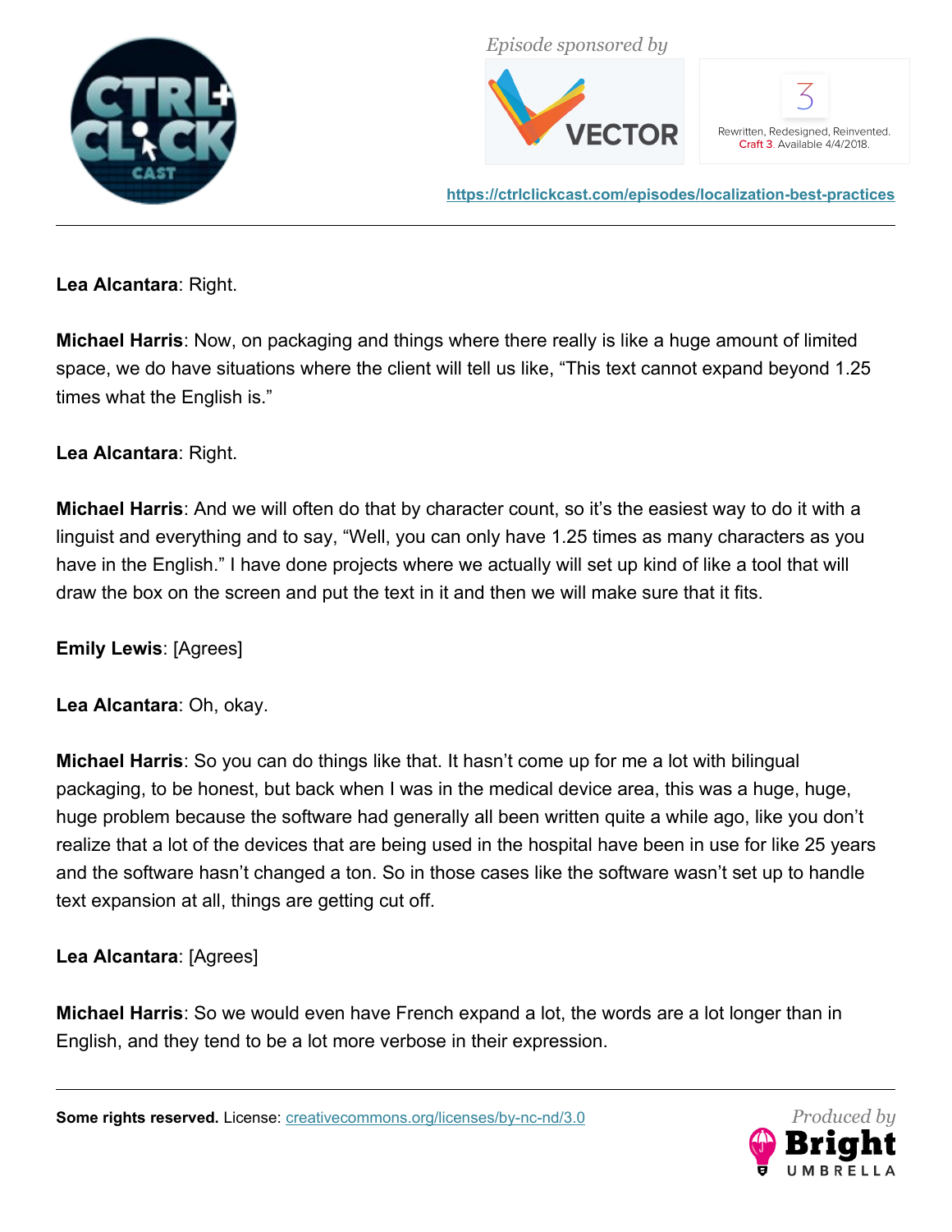**Lea Alcantara**: Right.

**Michael Harris**: Now, on packaging and things where there really is like a huge amount of limited space, we do have situations where the client will tell us like, "This text cannot expand beyond 1.25 times what the English is."

**Lea Alcantara**: Right.

**Michael Harris**: And we will often do that by character count, so it's the easiest way to do it with a linguist and everything and to say, "Well, you can only have 1.25 times as many characters as you have in the English." I have done projects where we actually will set up kind of like a tool that will draw the box on the screen and put the text in it and then we will make sure that it fits.

**Emily Lewis**: [Agrees]

**Lea Alcantara**: Oh, okay.

**Michael Harris**: So you can do things like that. It hasn't come up for me a lot with bilingual packaging, to be honest, but back when I was in the medical device area, this was a huge, huge, huge problem because the software had generally all been written quite a while ago, like you don't realize that a lot of the devices that are being used in the hospital have been in use for like 25 years and the software hasn't changed a ton. So in those cases like the software wasn't set up to handle text expansion at all, things are getting cut off.

**Lea Alcantara**: [Agrees]

**Michael Harris**: So we would even have French expand a lot, the words are a lot longer than in English, and they tend to be a lot more verbose in their expression.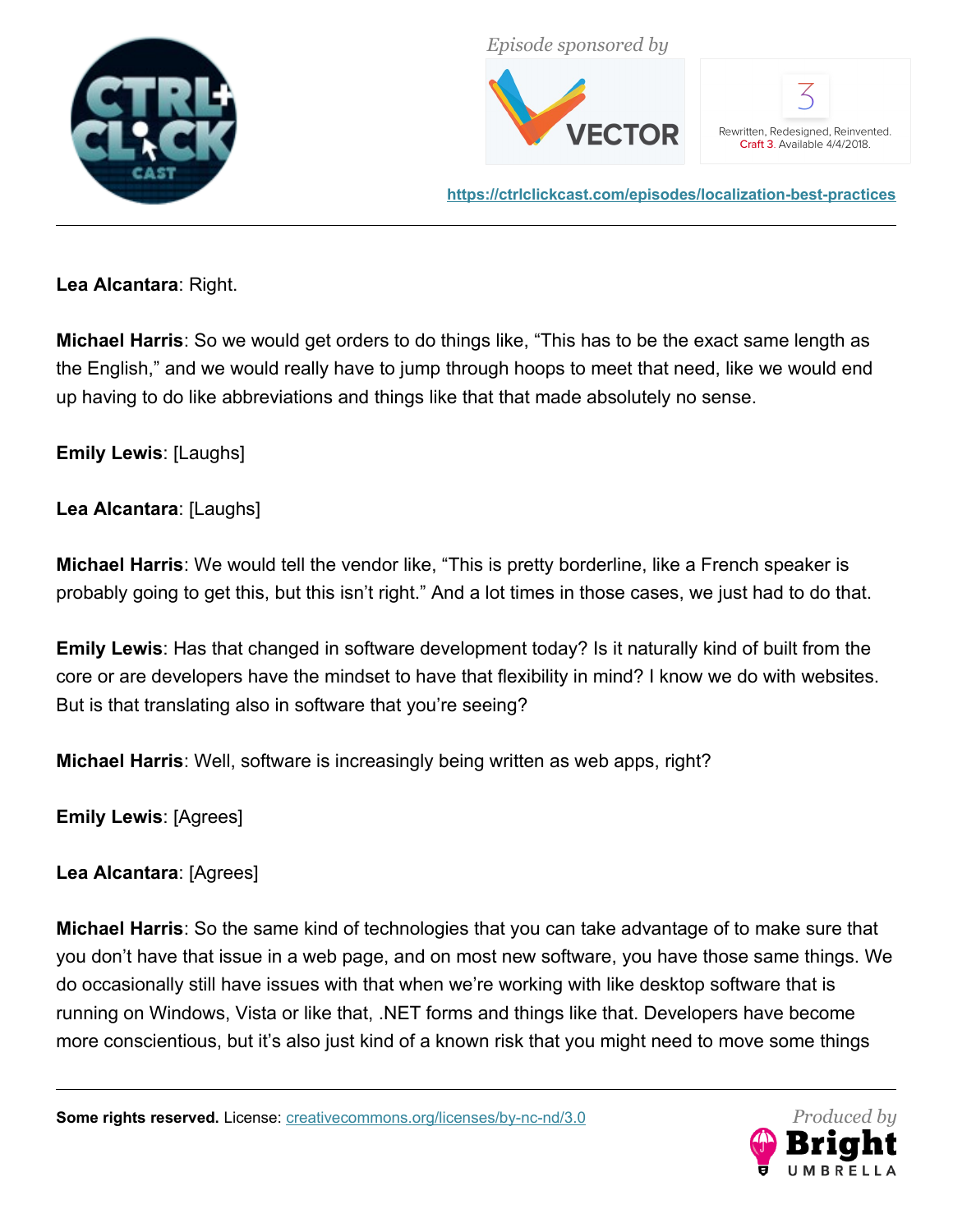**Lea Alcantara**: Right.

**Michael Harris**: So we would get orders to do things like, "This has to be the exact same length as the English," and we would really have to jump through hoops to meet that need, like we would end up having to do like abbreviations and things like that that made absolutely no sense.

**Emily Lewis**: [Laughs]

**Lea Alcantara**: [Laughs]

**Michael Harris**: We would tell the vendor like, "This is pretty borderline, like a French speaker is probably going to get this, but this isn't right." And a lot times in those cases, we just had to do that.

**Emily Lewis**: Has that changed in software development today? Is it naturally kind of built from the core or are developers have the mindset to have that flexibility in mind? I know we do with websites. But is that translating also in software that you're seeing?

**Michael Harris**: Well, software is increasingly being written as web apps, right?

**Emily Lewis**: [Agrees]

**Lea Alcantara**: [Agrees]

**Michael Harris**: So the same kind of technologies that you can take advantage of to make sure that you don't have that issue in a web page, and on most new software, you have those same things. We do occasionally still have issues with that when we're working with like desktop software that is running on Windows, Vista or like that, .NET forms and things like that. Developers have become more conscientious, but it's also just kind of a known risk that you might need to move some things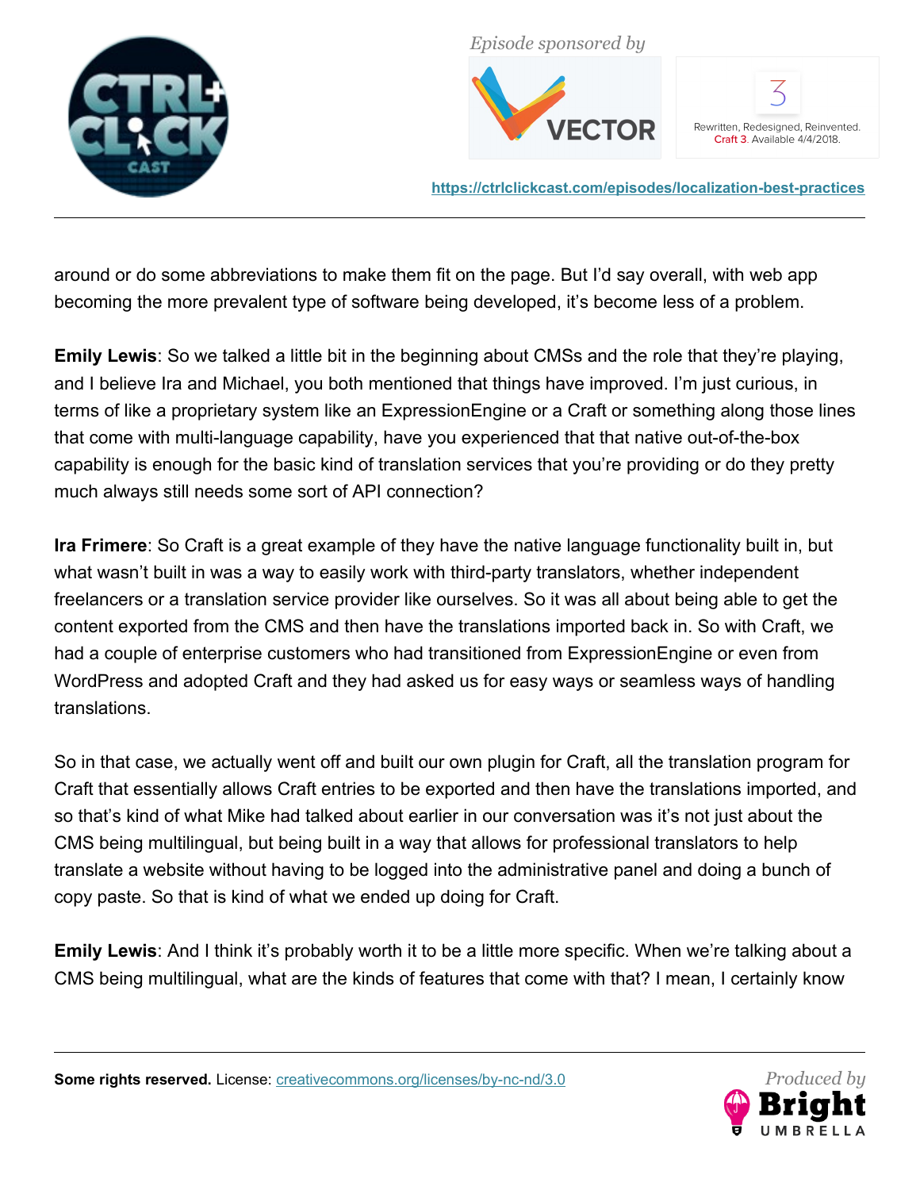around or do some abbreviations to make them fit on the page. But I'd say overall, with web app becoming the more prevalent type of software being developed, it's become less of a problem.

**Emily Lewis**: So we talked a little bit in the beginning about CMSs and the role that they're playing, and I believe Ira and Michael, you both mentioned that things have improved. I'm just curious, in terms of like a proprietary system like an ExpressionEngine or a Craft or something along those lines that come with multi-language capability, have you experienced that that native out-of-the-box capability is enough for the basic kind of translation services that you're providing or do they pretty much always still needs some sort of API connection?

**Ira Frimere**: So Craft is a great example of they have the native language functionality built in, but what wasn't built in was a way to easily work with third-party translators, whether independent freelancers or a translation service provider like ourselves. So it was all about being able to get the content exported from the CMS and then have the translations imported back in. So with Craft, we had a couple of enterprise customers who had transitioned from ExpressionEngine or even from WordPress and adopted Craft and they had asked us for easy ways or seamless ways of handling translations.

So in that case, we actually went off and built our own plugin for Craft, all the translation program for Craft that essentially allows Craft entries to be exported and then have the translations imported, and so that's kind of what Mike had talked about earlier in our conversation was it's not just about the CMS being multilingual, but being built in a way that allows for professional translators to help translate a website without having to be logged into the administrative panel and doing a bunch of copy paste. So that is kind of what we ended up doing for Craft.

**Emily Lewis**: And I think it's probably worth it to be a little more specific. When we're talking about a CMS being multilingual, what are the kinds of features that come with that? I mean, I certainly know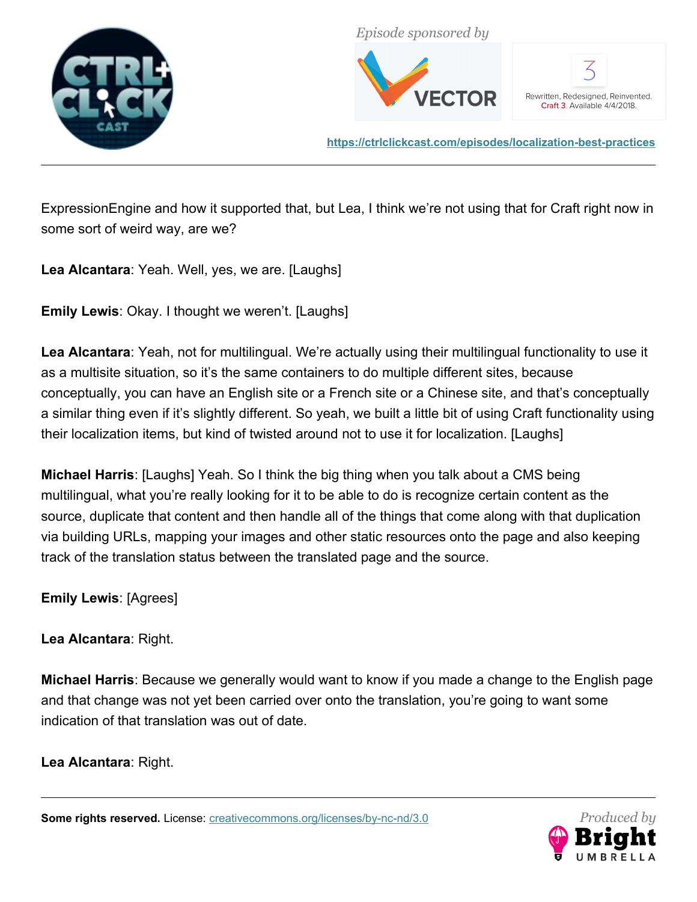ExpressionEngine and how it supported that, but Lea, I think we're not using that for Craft right now in some sort of weird way, are we?

**Lea Alcantara**: Yeah. Well, yes, we are. [Laughs]

**Emily Lewis**: Okay. I thought we weren't. [Laughs]

**Lea Alcantara**: Yeah, not for multilingual. We're actually using their multilingual functionality to use it as a multisite situation, so it's the same containers to do multiple different sites, because conceptually, you can have an English site or a French site or a Chinese site, and that's conceptually a similar thing even if it's slightly different. So yeah, we built a little bit of using Craft functionality using their localization items, but kind of twisted around not to use it for localization. [Laughs]

**Michael Harris**: [Laughs] Yeah. So I think the big thing when you talk about a CMS being multilingual, what you're really looking for it to be able to do is recognize certain content as the source, duplicate that content and then handle all of the things that come along with that duplication via building URLs, mapping your images and other static resources onto the page and also keeping track of the translation status between the translated page and the source.

**Emily Lewis**: [Agrees]

**Lea Alcantara**: Right.

**Michael Harris**: Because we generally would want to know if you made a change to the English page and that change was not yet been carried over onto the translation, you're going to want some indication of that translation was out of date.

**Lea Alcantara**: Right.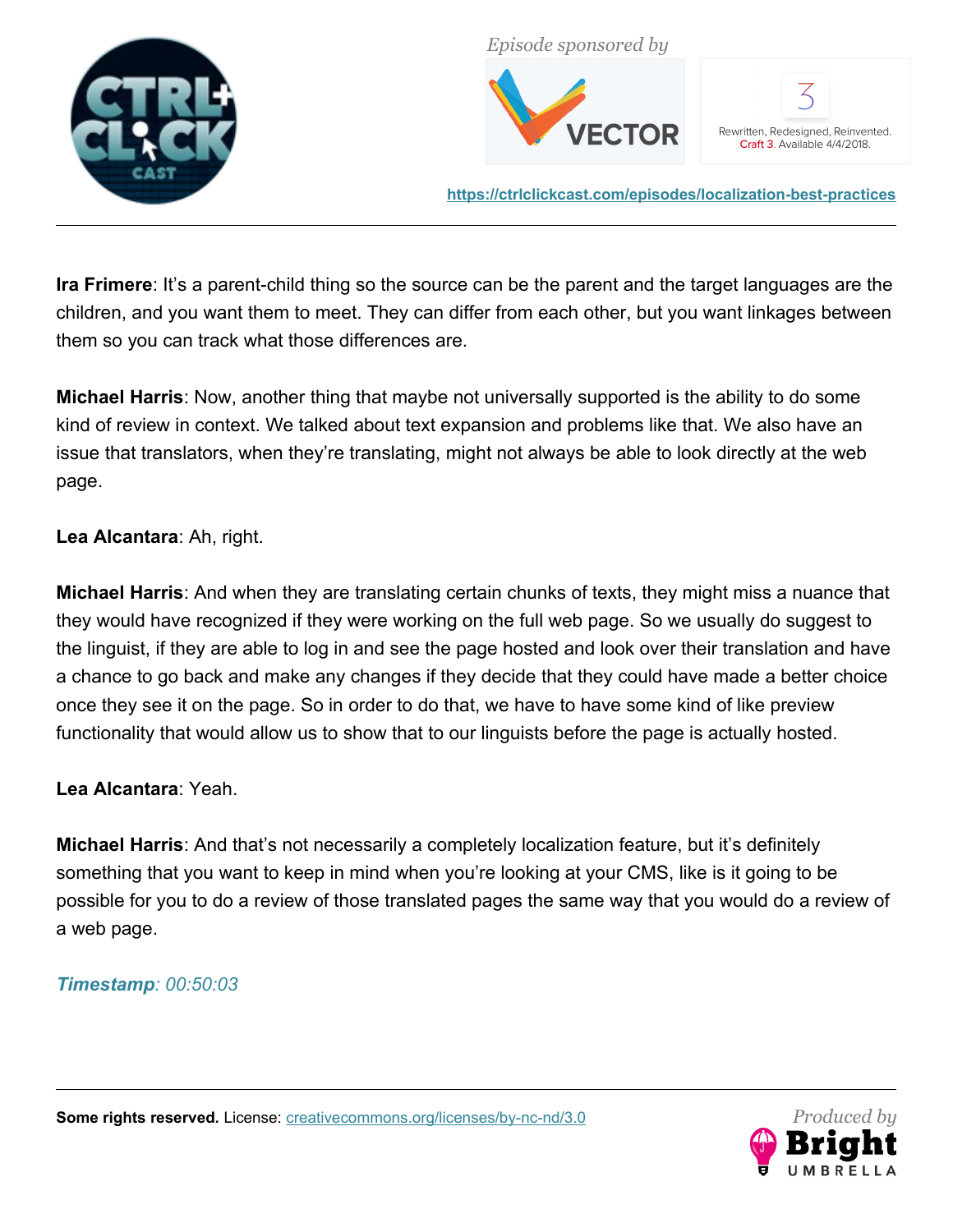**Ira Frimere**: It's a parent-child thing so the source can be the parent and the target languages are the children, and you want them to meet. They can differ from each other, but you want linkages between them so you can track what those differences are.

**Michael Harris**: Now, another thing that maybe not universally supported is the ability to do some kind of review in context. We talked about text expansion and problems like that. We also have an issue that translators, when they're translating, might not always be able to look directly at the web page.

**Lea Alcantara**: Ah, right.

**Michael Harris**: And when they are translating certain chunks of texts, they might miss a nuance that they would have recognized if they were working on the full web page. So we usually do suggest to the linguist, if they are able to log in and see the page hosted and look over their translation and have a chance to go back and make any changes if they decide that they could have made a better choice once they see it on the page. So in order to do that, we have to have some kind of like preview functionality that would allow us to show that to our linguists before the page is actually hosted.

**Lea Alcantara**: Yeah.

**Michael Harris**: And that's not necessarily a completely localization feature, but it's definitely something that you want to keep in mind when you're looking at your CMS, like is it going to be possible for you to do a review of those translated pages the same way that you would do a review of a web page.

***Timestamp**: 00:50:03*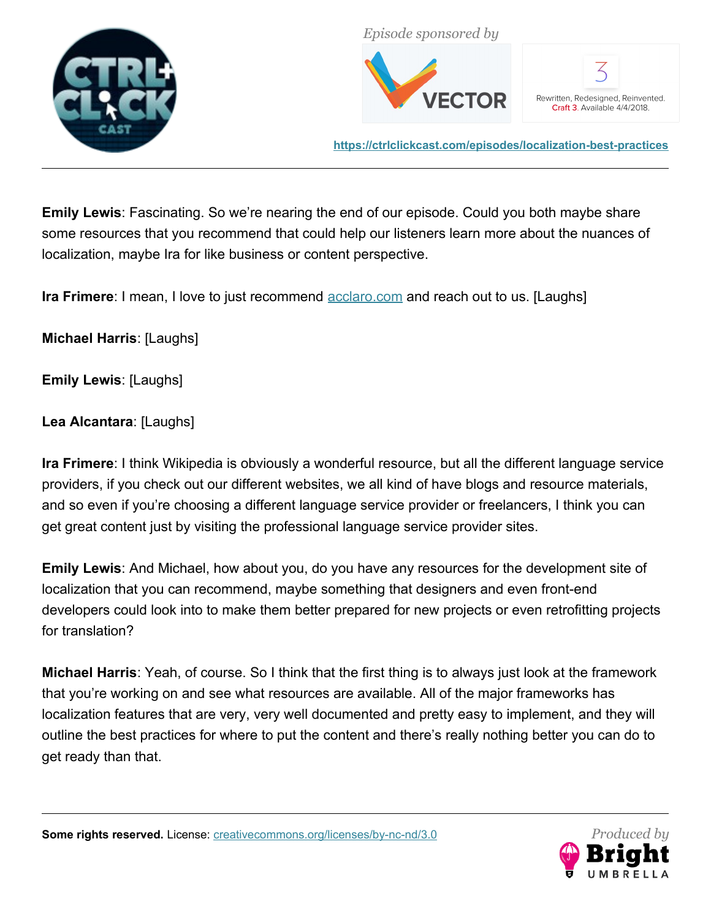**Emily Lewis**: Fascinating. So we're nearing the end of our episode. Could you both maybe share some resources that you recommend that could help our listeners learn more about the nuances of localization, maybe Ira for like business or content perspective.

**Ira Frimere**: I mean, I love to just recommend acclaro.com and reach out to us. [Laughs]

**Michael Harris**: [Laughs]

**Emily Lewis**: [Laughs]

**Lea Alcantara**: [Laughs]

**Ira Frimere**: I think Wikipedia is obviously a wonderful resource, but all the different language service providers, if you check out our different websites, we all kind of have blogs and resource materials, and so even if you're choosing a different language service provider or freelancers, I think you can get great content just by visiting the professional language service provider sites.

**Emily Lewis**: And Michael, how about you, do you have any resources for the development site of localization that you can recommend, maybe something that designers and even front-end developers could look into to make them better prepared for new projects or even retrofitting projects for translation?

**Michael Harris**: Yeah, of course. So I think that the first thing is to always just look at the framework that you're working on and see what resources are available. All of the major frameworks has localization features that are very, very well documented and pretty easy to implement, and they will outline the best practices for where to put the content and there's really nothing better you can do to get ready than that.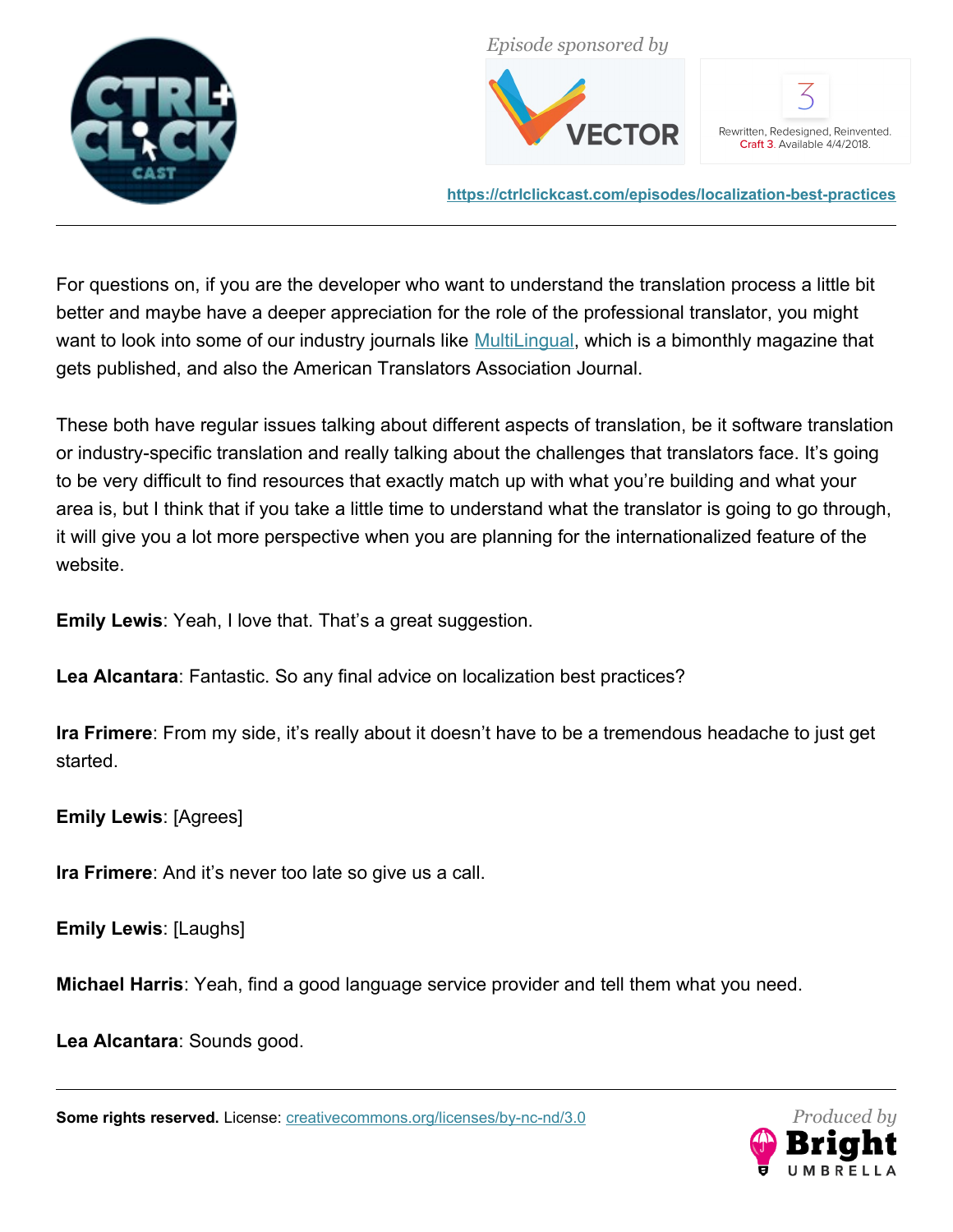For questions on, if you are the developer who want to understand the translation process a little bit better and maybe have a deeper appreciation for the role of the professional translator, you might want to look into some of our industry journals like [MultiLingual](), which is a bimonthly magazine that gets published, and also the American Translators Association Journal.

These both have regular issues talking about different aspects of translation, be it software translation or industry-specific translation and really talking about the challenges that translators face. It's going to be very difficult to find resources that exactly match up with what you're building and what your area is, but I think that if you take a little time to understand what the translator is going to go through, it will give you a lot more perspective when you are planning for the internationalized feature of the website.

**Emily Lewis**: Yeah, I love that. That's a great suggestion.

**Lea Alcantara**: Fantastic. So any final advice on localization best practices?

**Ira Frimere**: From my side, it's really about it doesn't have to be a tremendous headache to just get started.

**Emily Lewis**: [Agrees]

**Ira Frimere**: And it's never too late so give us a call.

**Emily Lewis**: [Laughs]

**Michael Harris**: Yeah, find a good language service provider and tell them what you need.

**Lea Alcantara**: Sounds good.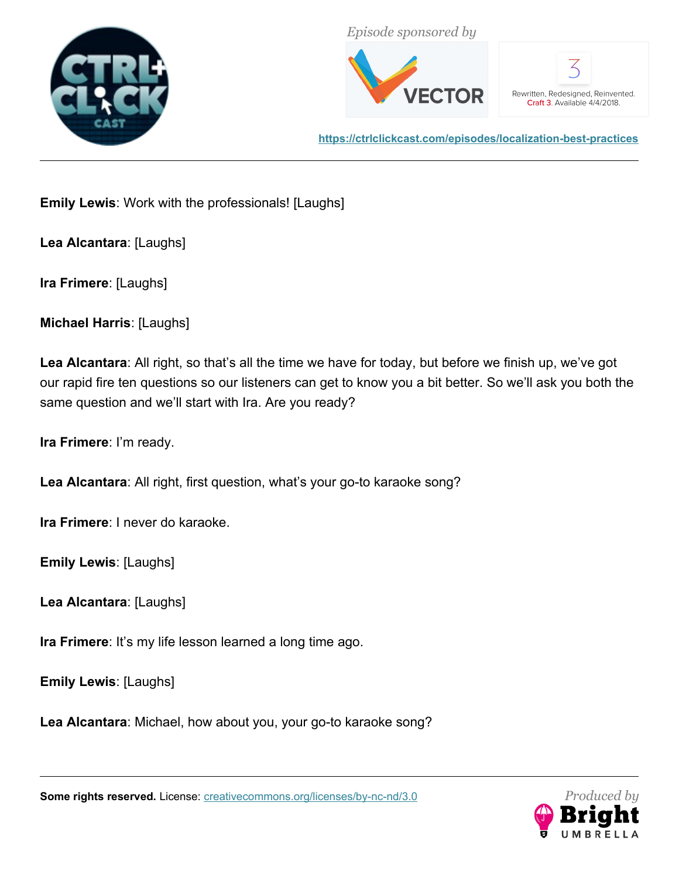**Emily Lewis**: Work with the professionals! [Laughs]

**Lea Alcantara**: [Laughs]

**Ira Frimere**: [Laughs]

**Michael Harris**: [Laughs]

**Lea Alcantara**: All right, so that's all the time we have for today, but before we finish up, we've got our rapid fire ten questions so our listeners can get to know you a bit better. So we'll ask you both the same question and we'll start with Ira. Are you ready?

**Ira Frimere**: I'm ready.

**Lea Alcantara**: All right, first question, what's your go-to karaoke song?

**Ira Frimere**: I never do karaoke.

**Emily Lewis**: [Laughs]

**Lea Alcantara**: [Laughs]

**Ira Frimere**: It's my life lesson learned a long time ago.

**Emily Lewis**: [Laughs]

**Lea Alcantara**: Michael, how about you, your go-to karaoke song?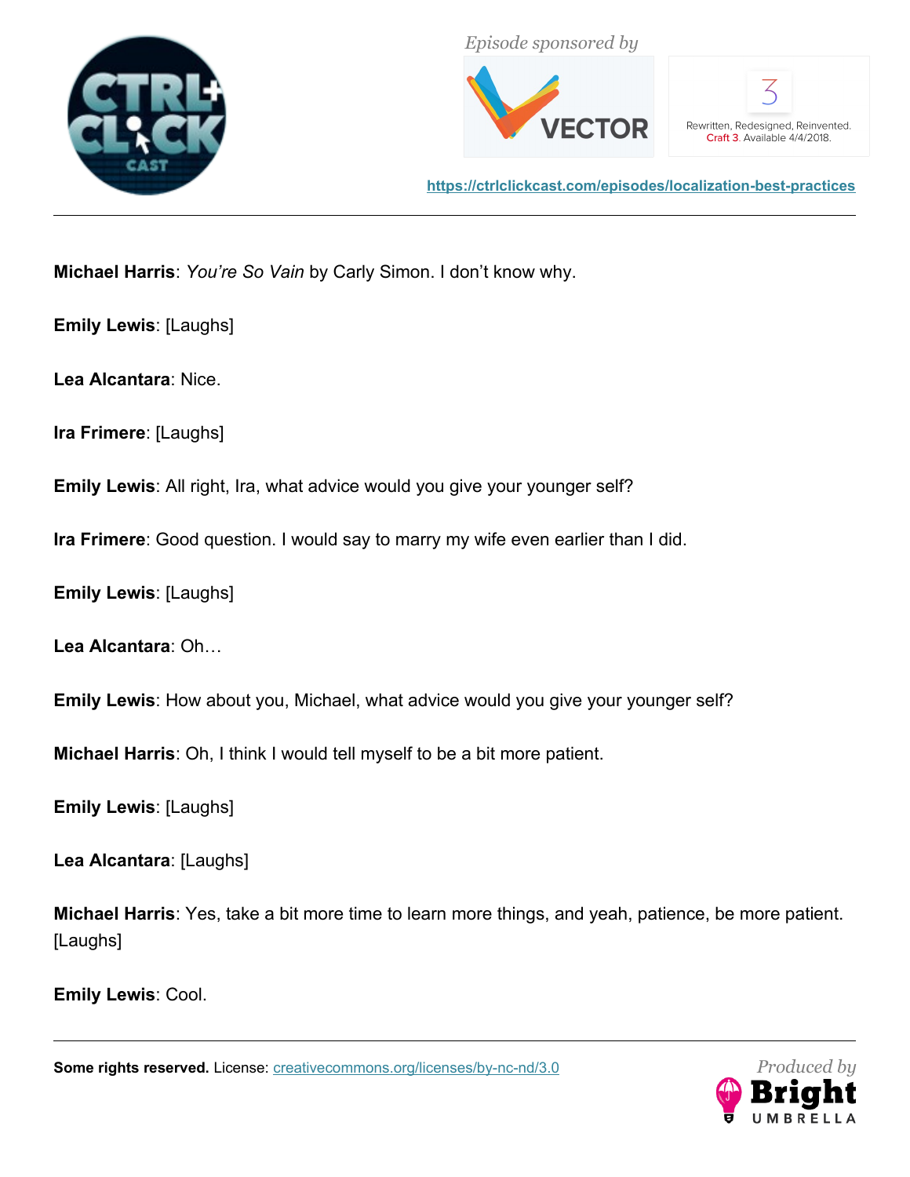**Michael Harris**: *You're So Vain* by Carly Simon. I don't know why.

**Emily Lewis**: [Laughs]

**Lea Alcantara**: Nice.

**Ira Frimere**: [Laughs]

**Emily Lewis**: All right, Ira, what advice would you give your younger self?

**Ira Frimere**: Good question. I would say to marry my wife even earlier than I did.

**Emily Lewis**: [Laughs]

**Lea Alcantara**: Oh…

**Emily Lewis**: How about you, Michael, what advice would you give your younger self?

**Michael Harris**: Oh, I think I would tell myself to be a bit more patient.

**Emily Lewis**: [Laughs]

**Lea Alcantara**: [Laughs]

**Michael Harris**: Yes, take a bit more time to learn more things, and yeah, patience, be more patient. [Laughs]

**Emily Lewis**: Cool.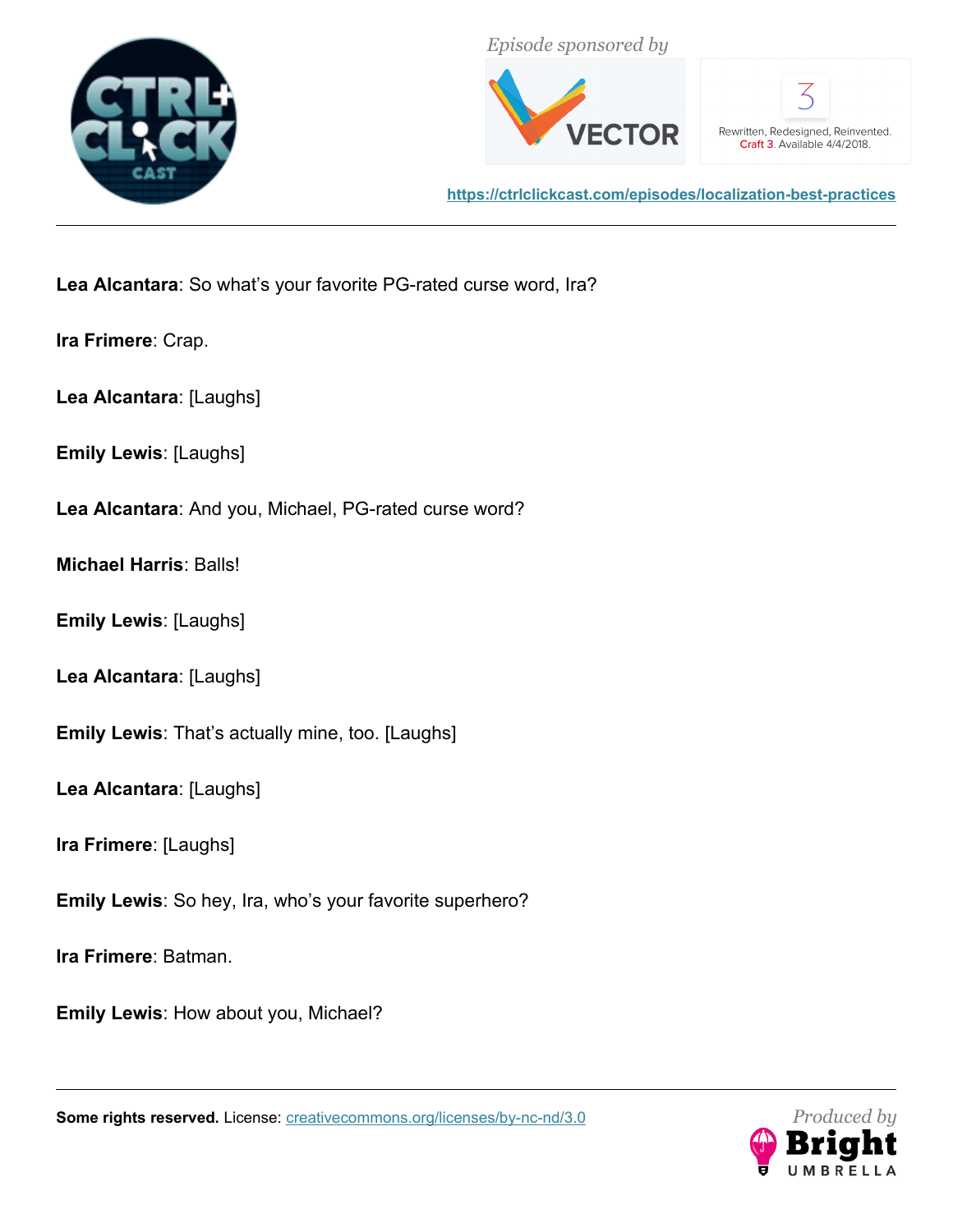**Lea Alcantara**: So what's your favorite PG-rated curse word, Ira?

**Ira Frimere**: Crap.

**Lea Alcantara**: [Laughs]

**Emily Lewis**: [Laughs]

**Lea Alcantara**: And you, Michael, PG-rated curse word?

**Michael Harris**: Balls!

**Emily Lewis**: [Laughs]

**Lea Alcantara**: [Laughs]

**Emily Lewis**: That's actually mine, too. [Laughs]

**Lea Alcantara**: [Laughs]

**Ira Frimere**: [Laughs]

**Emily Lewis**: So hey, Ira, who's your favorite superhero?

**Ira Frimere**: Batman.

**Emily Lewis**: How about you, Michael?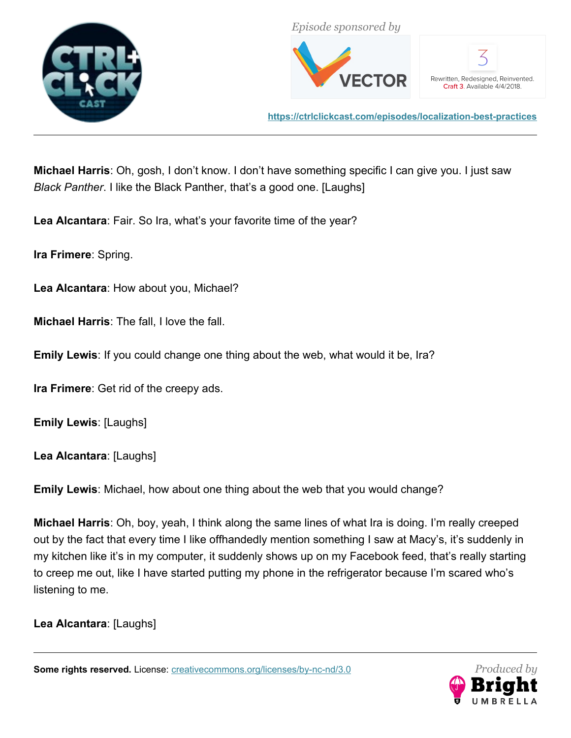**Michael Harris**: Oh, gosh, I don't know. I don't have something specific I can give you. I just saw *Black Panther*. I like the Black Panther, that's a good one. [Laughs]

**Lea Alcantara**: Fair. So Ira, what's your favorite time of the year?

**Ira Frimere**: Spring.

**Lea Alcantara**: How about you, Michael?

**Michael Harris**: The fall, I love the fall.

**Emily Lewis**: If you could change one thing about the web, what would it be, Ira?

**Ira Frimere**: Get rid of the creepy ads.

**Emily Lewis**: [Laughs]

**Lea Alcantara**: [Laughs]

**Emily Lewis**: Michael, how about one thing about the web that you would change?

**Michael Harris**: Oh, boy, yeah, I think along the same lines of what Ira is doing. I'm really creeped out by the fact that every time I like offhandedly mention something I saw at Macy's, it's suddenly in my kitchen like it's in my computer, it suddenly shows up on my Facebook feed, that's really starting to creep me out, like I have started putting my phone in the refrigerator because I'm scared who's listening to me.

**Lea Alcantara**: [Laughs]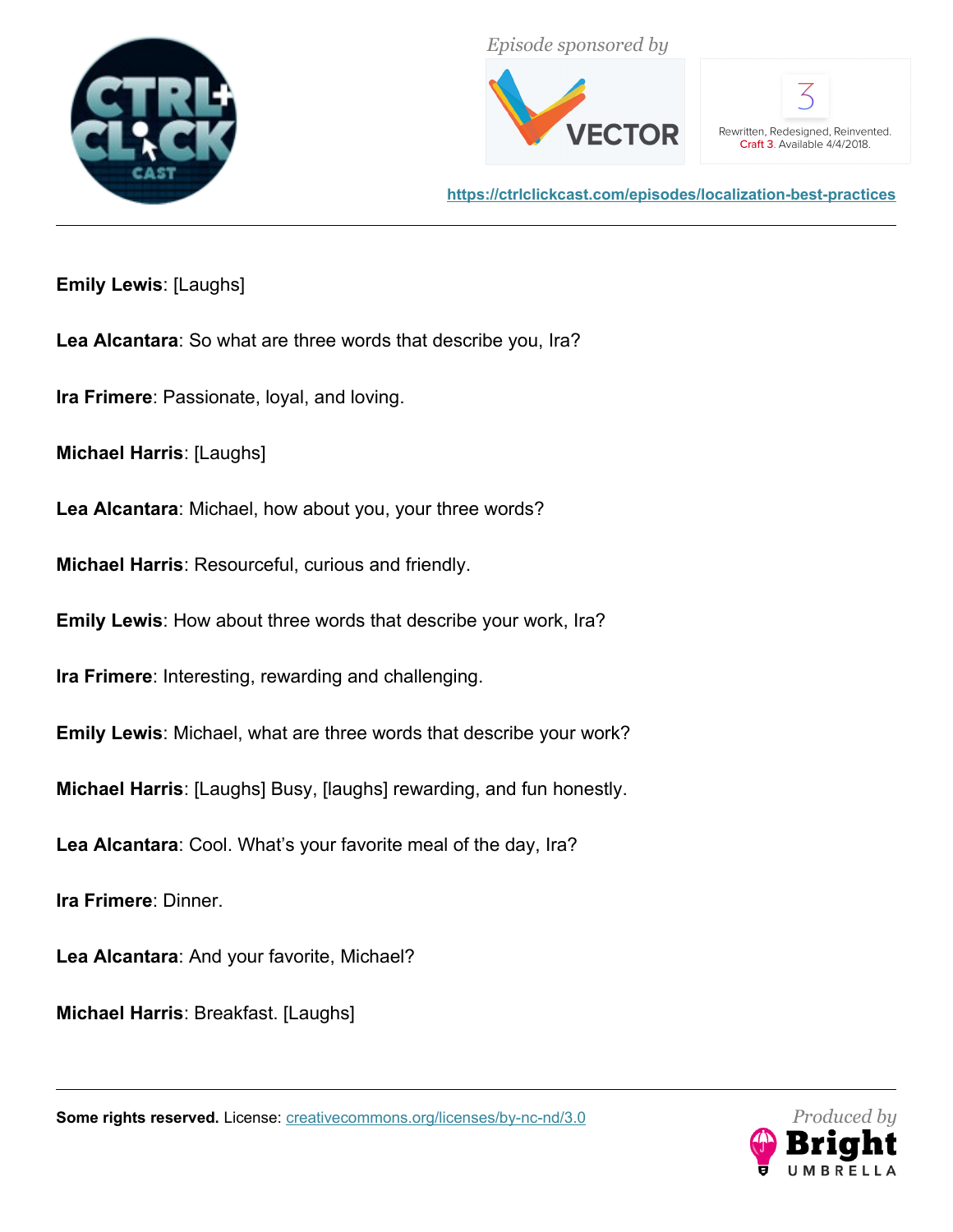**Emily Lewis**: [Laughs]

**Lea Alcantara**: So what are three words that describe you, Ira?

**Ira Frimere**: Passionate, loyal, and loving.

**Michael Harris**: [Laughs]

**Lea Alcantara**: Michael, how about you, your three words?

**Michael Harris**: Resourceful, curious and friendly.

**Emily Lewis**: How about three words that describe your work, Ira?

**Ira Frimere**: Interesting, rewarding and challenging.

**Emily Lewis**: Michael, what are three words that describe your work?

**Michael Harris**: [Laughs] Busy, [laughs] rewarding, and fun honestly.

**Lea Alcantara**: Cool. What's your favorite meal of the day, Ira?

**Ira Frimere**: Dinner.

**Lea Alcantara**: And your favorite, Michael?

**Michael Harris**: Breakfast. [Laughs]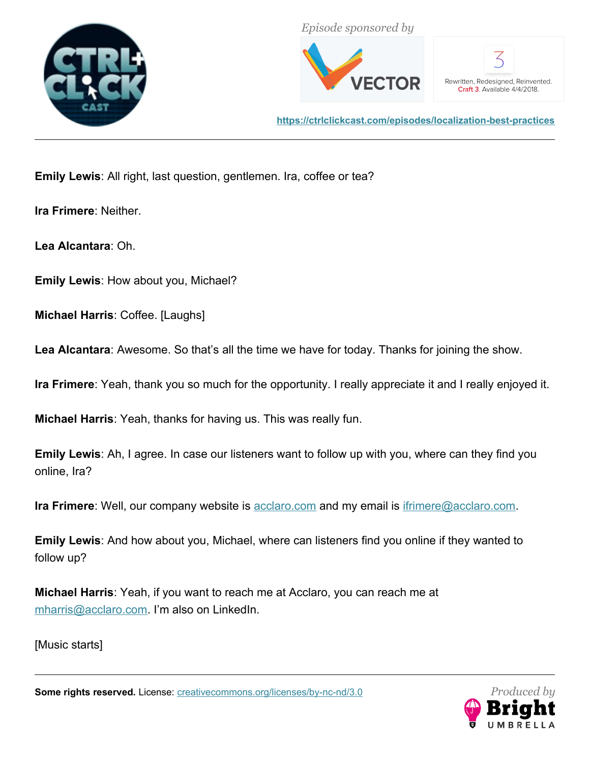**Emily Lewis**: All right, last question, gentlemen. Ira, coffee or tea?

**Ira Frimere**: Neither.

**Lea Alcantara**: Oh.

**Emily Lewis**: How about you, Michael?

**Michael Harris**: Coffee. [Laughs]

**Lea Alcantara**: Awesome. So that's all the time we have for today. Thanks for joining the show.

**Ira Frimere**: Yeah, thank you so much for the opportunity. I really appreciate it and I really enjoyed it.

**Michael Harris**: Yeah, thanks for having us. This was really fun.

**Emily Lewis**: Ah, I agree. In case our listeners want to follow up with you, where can they find you online, Ira?

**Ira Frimere**: Well, our company website is [acclaro.com](acclaro.com) and my email is [ifrimere@acclaro.com](mailto:ifrimere@acclaro.com).

**Emily Lewis**: And how about you, Michael, where can listeners find you online if they wanted to follow up?

**Michael Harris**: Yeah, if you want to reach me at Acclaro, you can reach me at [mharris@acclaro.com](mailto:mharris@acclaro.com). I'm also on LinkedIn.

[Music starts]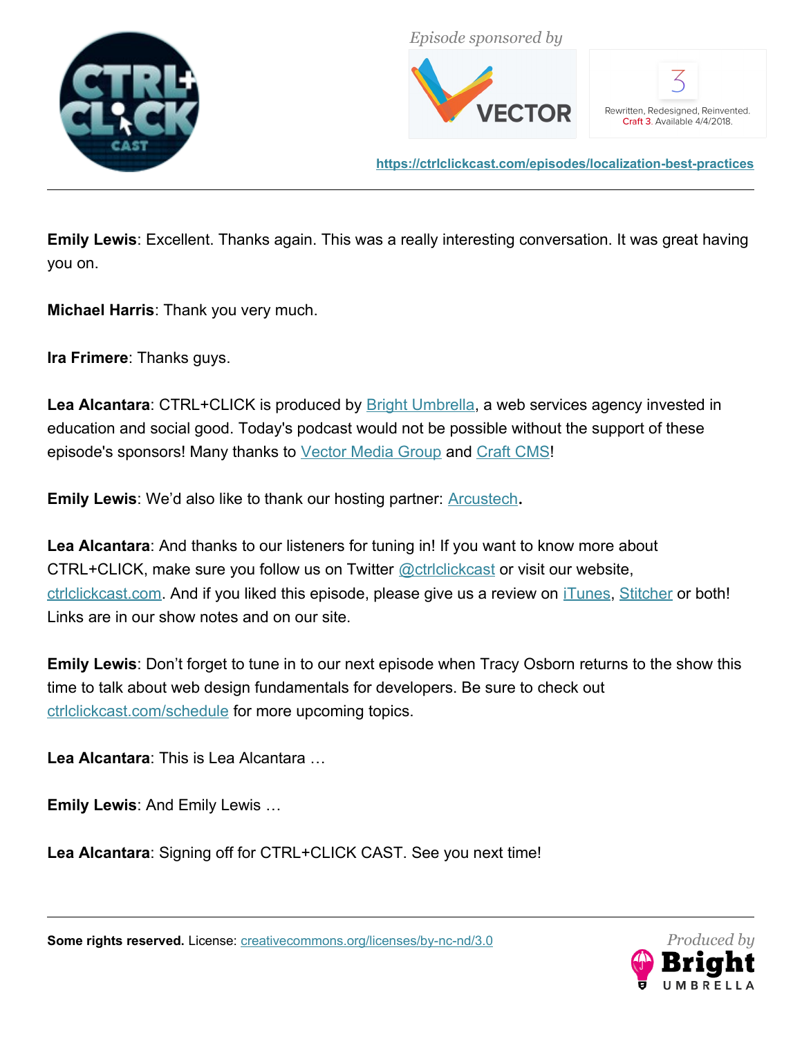**Emily Lewis**: Excellent. Thanks again. This was a really interesting conversation. It was great having you on.

**Michael Harris**: Thank you very much.

**Ira Frimere**: Thanks guys.

**Lea Alcantara**: CTRL+CLICK is produced by Bright Umbrella, a web services agency invested in education and social good. Today's podcast would not be possible without the support of these episode's sponsors! Many thanks to Vector Media Group and Craft CMS!

**Emily Lewis**: We'd also like to thank our hosting partner: Arcustech.

**Lea Alcantara**: And thanks to our listeners for tuning in! If you want to know more about CTRL+CLICK, make sure you follow us on Twitter @ctrlclickcast or visit our website, ctrlclickcast.com. And if you liked this episode, please give us a review on iTunes, Stitcher or both! Links are in our show notes and on our site.

**Emily Lewis**: Don't forget to tune in to our next episode when Tracy Osborn returns to the show this time to talk about web design fundamentals for developers. Be sure to check out ctrlclickcast.com/schedule for more upcoming topics.

**Lea Alcantara**: This is Lea Alcantara …

**Emily Lewis**: And Emily Lewis …

**Lea Alcantara**: Signing off for CTRL+CLICK CAST. See you next time!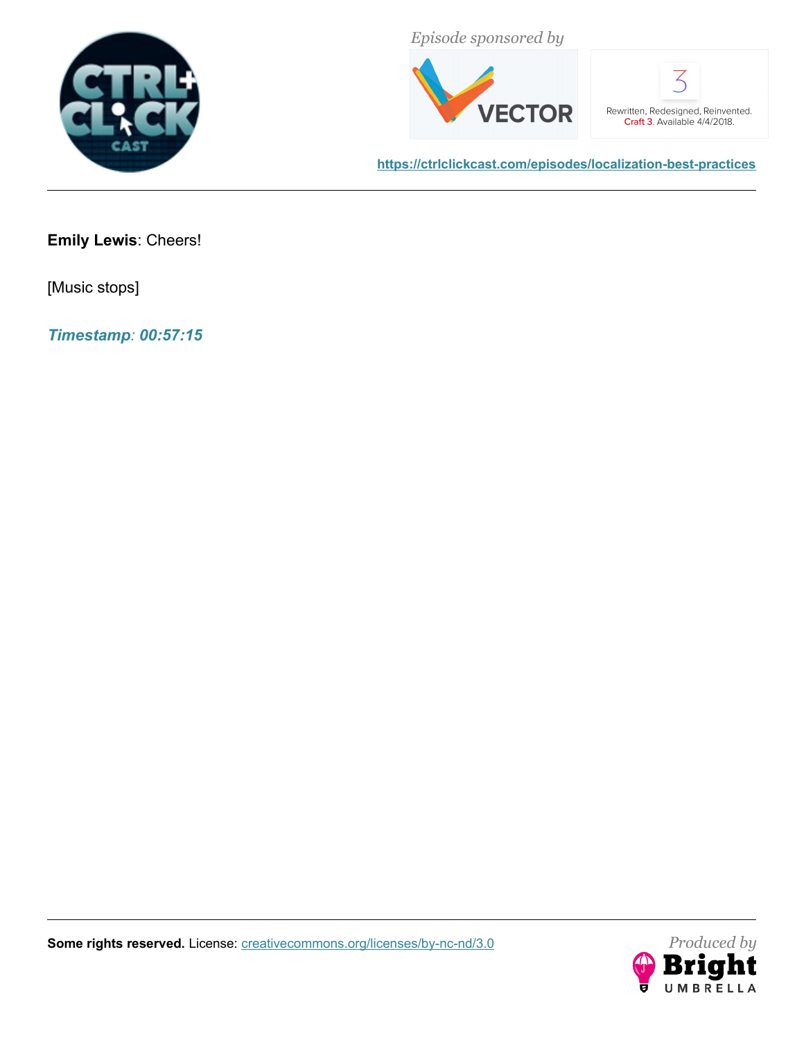**Emily Lewis**: Cheers!

[Music stops]

***Timestamp**: 00:57:15*